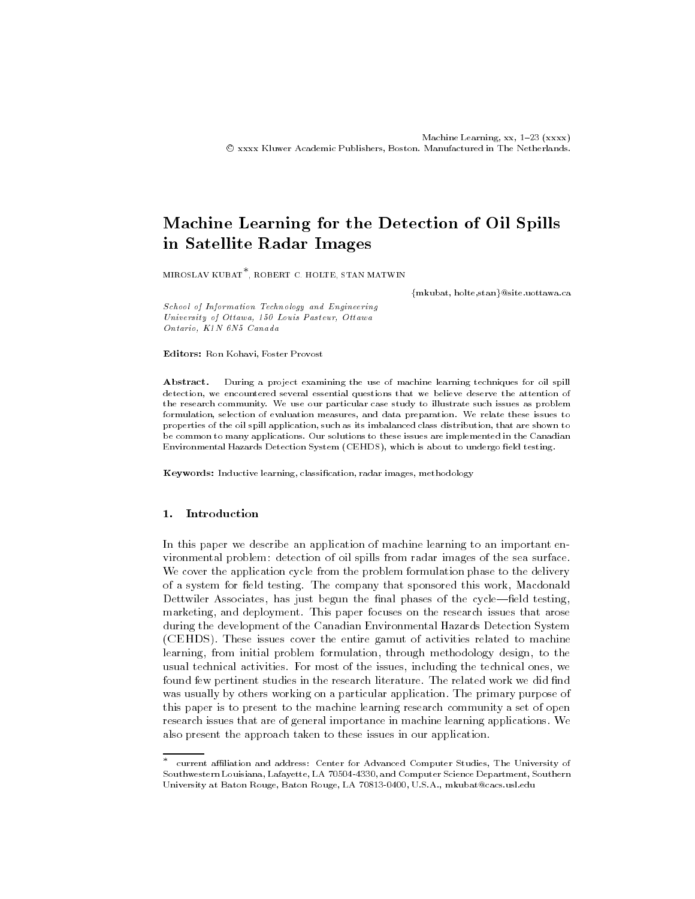# Machine Learning for the Detection of Oil Spills in Satellite Radar Images

MIROSLAV KUBAT*, ROBERT C. HOLTE, STAN MATWIN

{mkubat, holte,stan}@site.uottawa.ca

*School of Information Technology and Engineering*
*University of Ottawa, 150 Louis Pasteur, Ottawa*
*Ontario, K1N 6N5 Canada*

**Editors:** Ron Kohavi, Foster Provost

**Abstract.** During a project examining the use of machine learning techniques for oil spill detection, we encountered several essential questions that we believe deserve the attention of the research community. We use our particular case study to illustrate such issues as problem formulation, selection of evaluation measures, and data preparation. We relate these issues to properties of the oil spill application, such as its imbalanced class distribution, that are shown to be common to many applications. Our solutions to these issues are implemented in the Canadian Environmental Hazards Detection System (CEHDS), which is about to undergo field testing.

**Keywords:** Inductive learning, classification, radar images, methodology

## 1. Introduction

In this paper we describe an application of machine learning to an important environmental problem: detection of oil spills from radar images of the sea surface. We cover the application cycle from the problem formulation phase to the delivery of a system for field testing. The company that sponsored this work, Macdonald Dettwiler Associates, has just begun the final phases of the cycle—field testing, marketing, and deployment. This paper focuses on the research issues that arose during the development of the Canadian Environmental Hazards Detection System (CEHDS). These issues cover the entire gamut of activities related to machine learning, from initial problem formulation, through methodology design, to the usual technical activities. For most of the issues, including the technical ones, we found few pertinent studies in the research literature. The related work we did find was usually by others working on a particular application. The primary purpose of this paper is to present to the machine learning research community a set of open research issues that are of general importance in machine learning applications. We also present the approach taken to these issues in our application.

---

\* current affiliation and address: Center for Advanced Computer Studies, The University of Southwestern Louisiana, Lafayette, LA 70504-4330, and Computer Science Department, Southern University at Baton Rouge, Baton Rouge, LA 70813-0400, U.S.A., mkubat@cacs.usl.edu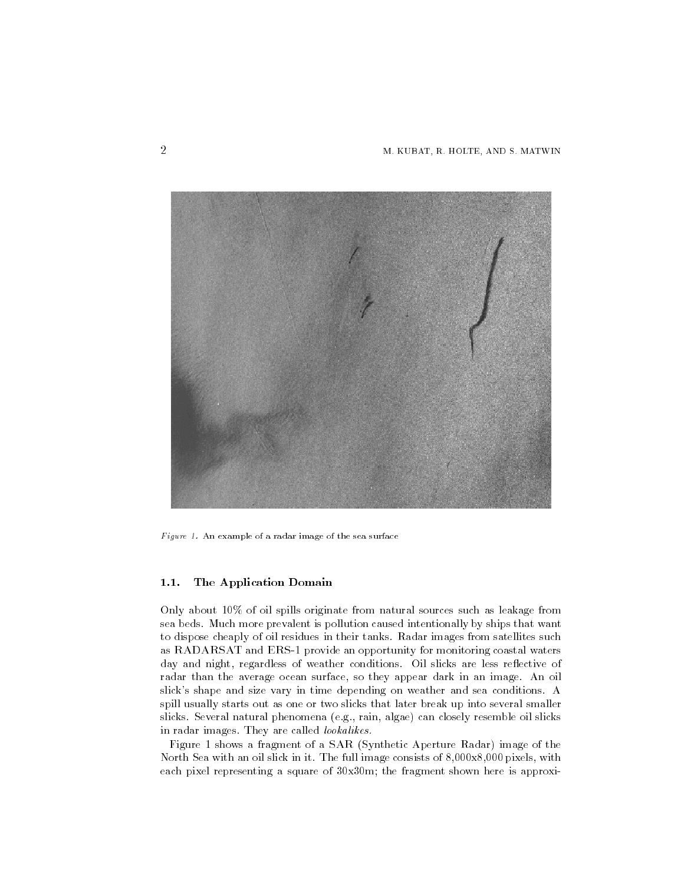*Figure 1.* An example of a radar image of the sea surface

### 1.1. The Application Domain

Only about 10% of oil spills originate from natural sources such as leakage from sea beds. Much more prevalent is pollution caused intentionally by ships that want to dispose cheaply of oil residues in their tanks. Radar images from satellites such as RADARSAT and ERS-1 provide an opportunity for monitoring coastal waters day and night, regardless of weather conditions. Oil slicks are less reflective of radar than the average ocean surface, so they appear dark in an image. An oil slick's shape and size vary in time depending on weather and sea conditions. A spill usually starts out as one or two slicks that later break up into several smaller slicks. Several natural phenomena (e.g., rain, algae) can closely resemble oil slicks in radar images. They are called *lookalikes.*

Figure 1 shows a fragment of a SAR (Synthetic Aperture Radar) image of the North Sea with an oil slick in it. The full image consists of 8,000x8,000 pixels, with each pixel representing a square of 30x30m; the fragment shown here is approxi-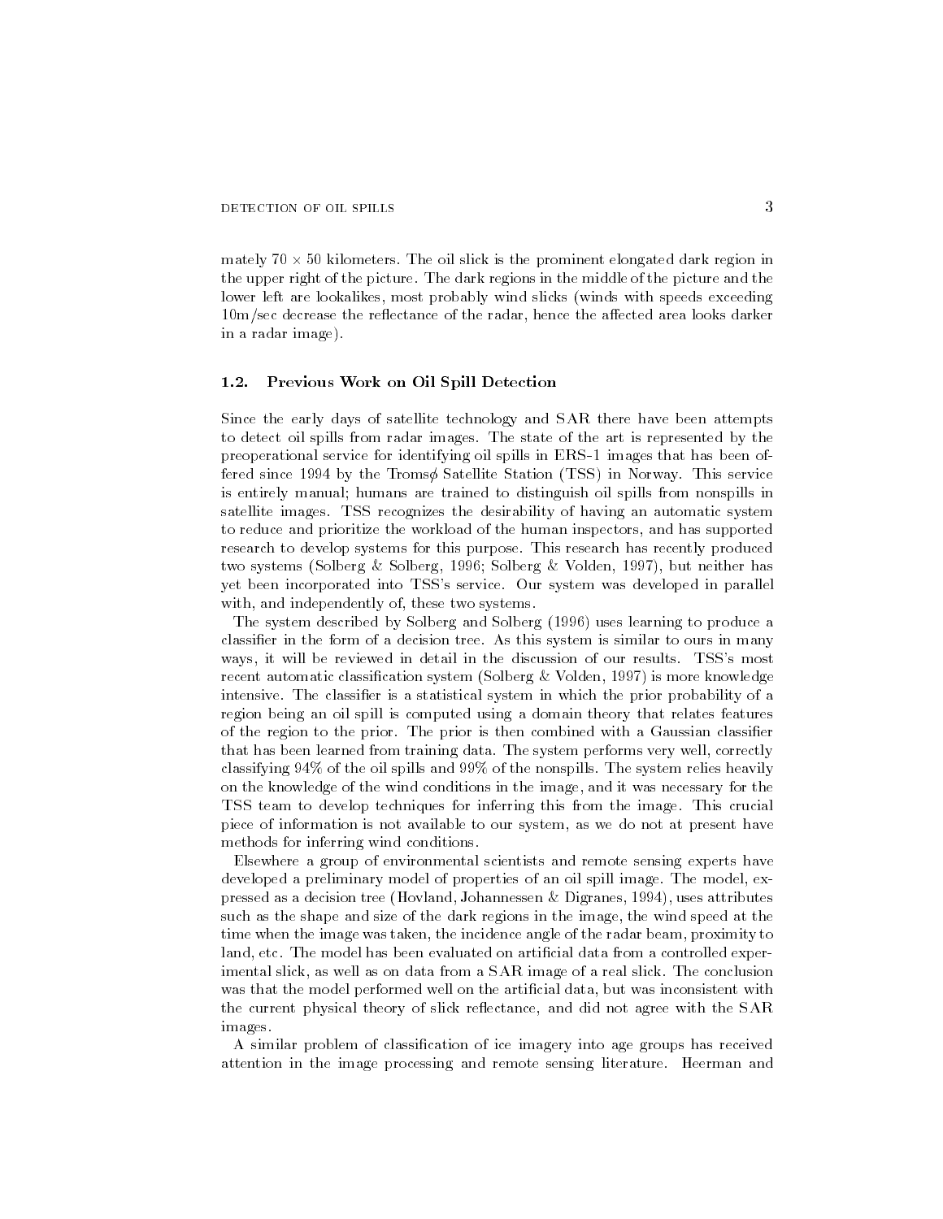mately $70 \times 50$ kilometers. The oil slick is the prominent elongated dark region in the upper right of the picture. The dark regions in the middle of the picture and the lower left are lookalikes, most probably wind slicks (winds with speeds exceeding 10m/sec decrease the reflectance of the radar, hence the affected area looks darker in a radar image).

### 1.2. Previous Work on Oil Spill Detection

Since the early days of satellite technology and SAR there have been attempts to detect oil spills from radar images. The state of the art is represented by the preoperational service for identifying oil spills in ERS-1 images that has been offered since 1994 by the Tromsø Satellite Station (TSS) in Norway. This service is entirely manual; humans are trained to distinguish oil spills from nonspills in satellite images. TSS recognizes the desirability of having an automatic system to reduce and prioritize the workload of the human inspectors, and has supported research to develop systems for this purpose. This research has recently produced two systems (Solberg & Solberg, 1996; Solberg & Volden, 1997), but neither has yet been incorporated into TSS's service. Our system was developed in parallel with, and independently of, these two systems.

The system described by Solberg and Solberg (1996) uses learning to produce a classifier in the form of a decision tree. As this system is similar to ours in many ways, it will be reviewed in detail in the discussion of our results. TSS's most recent automatic classification system (Solberg & Volden, 1997) is more knowledge intensive. The classifier is a statistical system in which the prior probability of a region being an oil spill is computed using a domain theory that relates features of the region to the prior. The prior is then combined with a Gaussian classifier that has been learned from training data. The system performs very well, correctly classifying 94% of the oil spills and 99% of the nonspills. The system relies heavily on the knowledge of the wind conditions in the image, and it was necessary for the TSS team to develop techniques for inferring this from the image. This crucial piece of information is not available to our system, as we do not at present have methods for inferring wind conditions.

Elsewhere a group of environmental scientists and remote sensing experts have developed a preliminary model of properties of an oil spill image. The model, expressed as a decision tree (Hovland, Johannessen & Digranes, 1994), uses attributes such as the shape and size of the dark regions in the image, the wind speed at the time when the image was taken, the incidence angle of the radar beam, proximity to land, etc. The model has been evaluated on artificial data from a controlled experimental slick, as well as on data from a SAR image of a real slick. The conclusion was that the model performed well on the artificial data, but was inconsistent with the current physical theory of slick reflectance, and did not agree with the SAR images.

A similar problem of classification of ice imagery into age groups has received attention in the image processing and remote sensing literature. Heerman and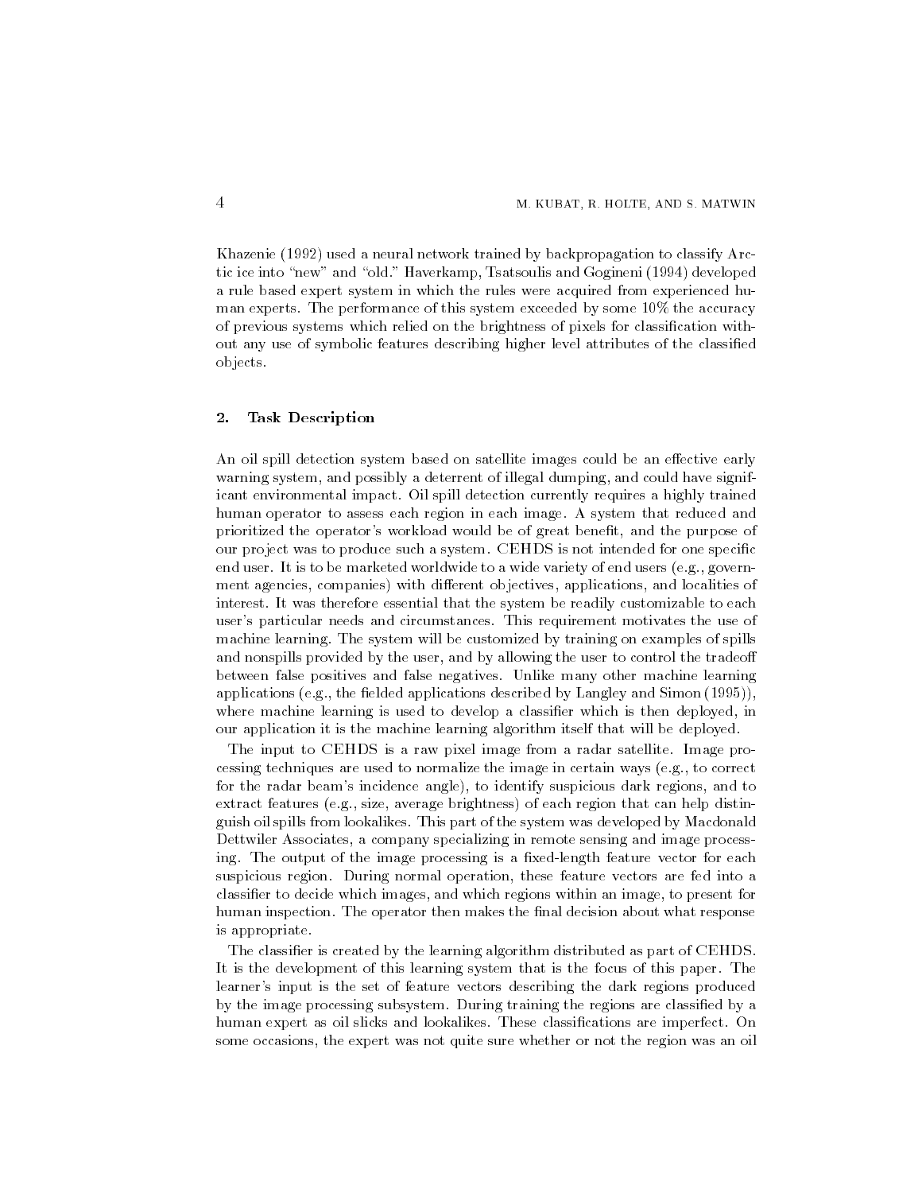Khazenie (1992) used a neural network trained by backpropagation to classify Arctic ice into "new" and "old." Haverkamp, Tsatsoulis and Gogineni (1994) developed a rule based expert system in which the rules were acquired from experienced human experts. The performance of this system exceeded by some 10% the accuracy of previous systems which relied on the brightness of pixels for classification without any use of symbolic features describing higher level attributes of the classified objects.

## 2. Task Description

An oil spill detection system based on satellite images could be an effective early warning system, and possibly a deterrent of illegal dumping, and could have significant environmental impact. Oil spill detection currently requires a highly trained human operator to assess each region in each image. A system that reduced and prioritized the operator's workload would be of great benefit, and the purpose of our project was to produce such a system. CEHDS is not intended for one specific end user. It is to be marketed worldwide to a wide variety of end users (e.g., government agencies, companies) with different objectives, applications, and localities of interest. It was therefore essential that the system be readily customizable to each user's particular needs and circumstances. This requirement motivates the use of machine learning. The system will be customized by training on examples of spills and nonspills provided by the user, and by allowing the user to control the tradeoff between false positives and false negatives. Unlike many other machine learning applications (e.g., the fielded applications described by Langley and Simon (1995)), where machine learning is used to develop a classifier which is then deployed, in our application it is the machine learning algorithm itself that will be deployed.

The input to CEHDS is a raw pixel image from a radar satellite. Image processing techniques are used to normalize the image in certain ways (e.g., to correct for the radar beam's incidence angle), to identify suspicious dark regions, and to extract features (e.g., size, average brightness) of each region that can help distinguish oil spills from lookalikes. This part of the system was developed by Macdonald Dettwiler Associates, a company specializing in remote sensing and image processing. The output of the image processing is a fixed-length feature vector for each suspicious region. During normal operation, these feature vectors are fed into a classifier to decide which images, and which regions within an image, to present for human inspection. The operator then makes the final decision about what response is appropriate.

The classifier is created by the learning algorithm distributed as part of CEHDS. It is the development of this learning system that is the focus of this paper. The learner's input is the set of feature vectors describing the dark regions produced by the image processing subsystem. During training the regions are classified by a human expert as oil slicks and lookalikes. These classifications are imperfect. On some occasions, the expert was not quite sure whether or not the region was an oil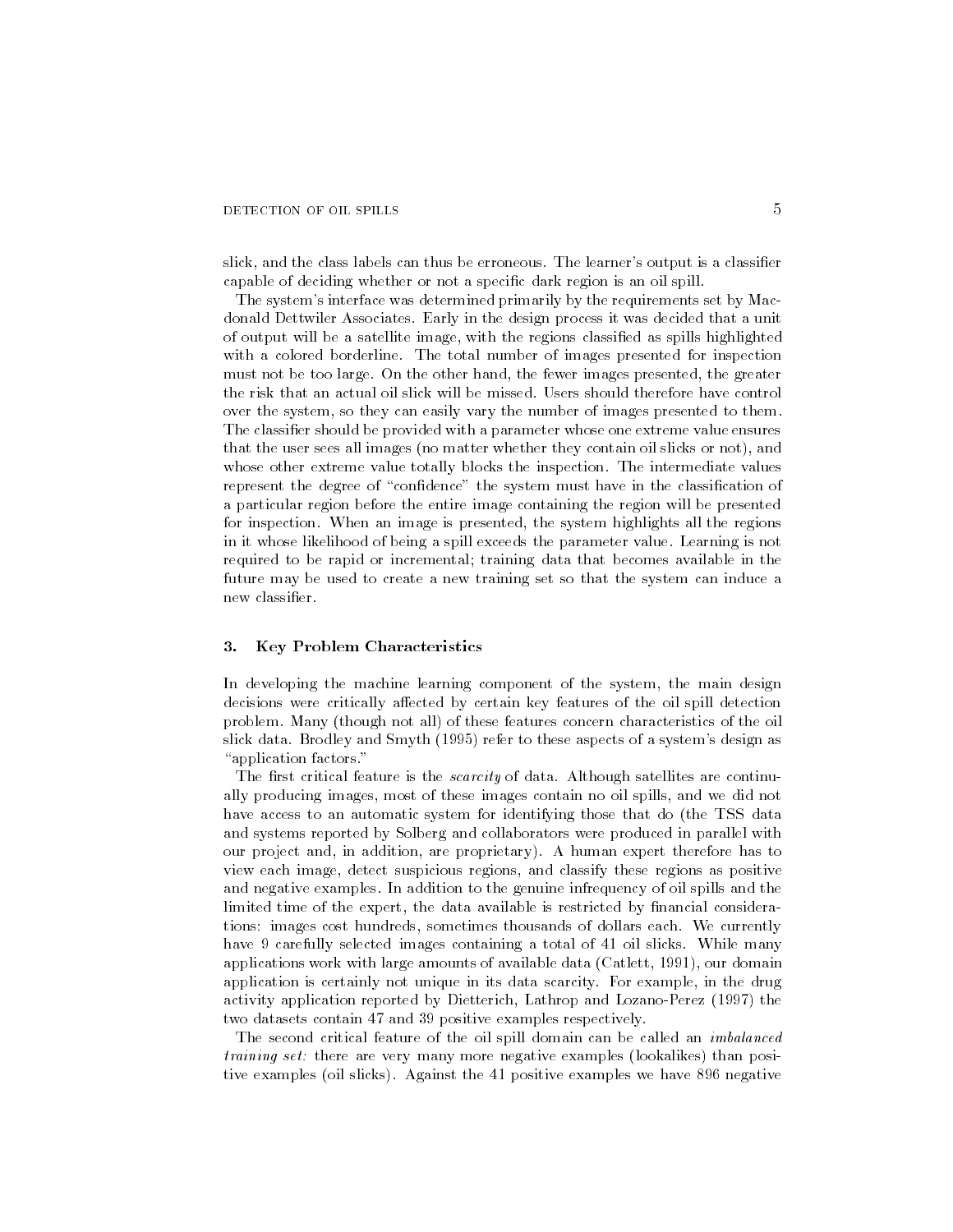slick, and the class labels can thus be erroneous. The learner's output is a classifier capable of deciding whether or not a specific dark region is an oil spill.

The system's interface was determined primarily by the requirements set by Macdonald Dettwiler Associates. Early in the design process it was decided that a unit of output will be a satellite image, with the regions classified as spills highlighted with a colored borderline. The total number of images presented for inspection must not be too large. On the other hand, the fewer images presented, the greater the risk that an actual oil slick will be missed. Users should therefore have control over the system, so they can easily vary the number of images presented to them. The classifier should be provided with a parameter whose one extreme value ensures that the user sees all images (no matter whether they contain oil slicks or not), and whose other extreme value totally blocks the inspection. The intermediate values represent the degree of "confidence" the system must have in the classification of a particular region before the entire image containing the region will be presented for inspection. When an image is presented, the system highlights all the regions in it whose likelihood of being a spill exceeds the parameter value. Learning is not required to be rapid or incremental; training data that becomes available in the future may be used to create a new training set so that the system can induce a new classifier.

## 3. Key Problem Characteristics

In developing the machine learning component of the system, the main design decisions were critically affected by certain key features of the oil spill detection problem. Many (though not all) of these features concern characteristics of the oil slick data. Brodley and Smyth (1995) refer to these aspects of a system's design as "application factors."

The first critical feature is the *scarcity* of data. Although satellites are continually producing images, most of these images contain no oil spills, and we did not have access to an automatic system for identifying those that do (the TSS data and systems reported by Solberg and collaborators were produced in parallel with our project and, in addition, are proprietary). A human expert therefore has to view each image, detect suspicious regions, and classify these regions as positive and negative examples. In addition to the genuine infrequency of oil spills and the limited time of the expert, the data available is restricted by financial considerations: images cost hundreds, sometimes thousands of dollars each. We currently have 9 carefully selected images containing a total of 41 oil slicks. While many applications work with large amounts of available data (Catlett, 1991), our domain application is certainly not unique in its data scarcity. For example, in the drug activity application reported by Dietterich, Lathrop and Lozano-Perez (1997) the two datasets contain 47 and 39 positive examples respectively.

The second critical feature of the oil spill domain can be called an *imbalanced training set:* there are very many more negative examples (lookalikes) than positive examples (oil slicks). Against the 41 positive examples we have 896 negative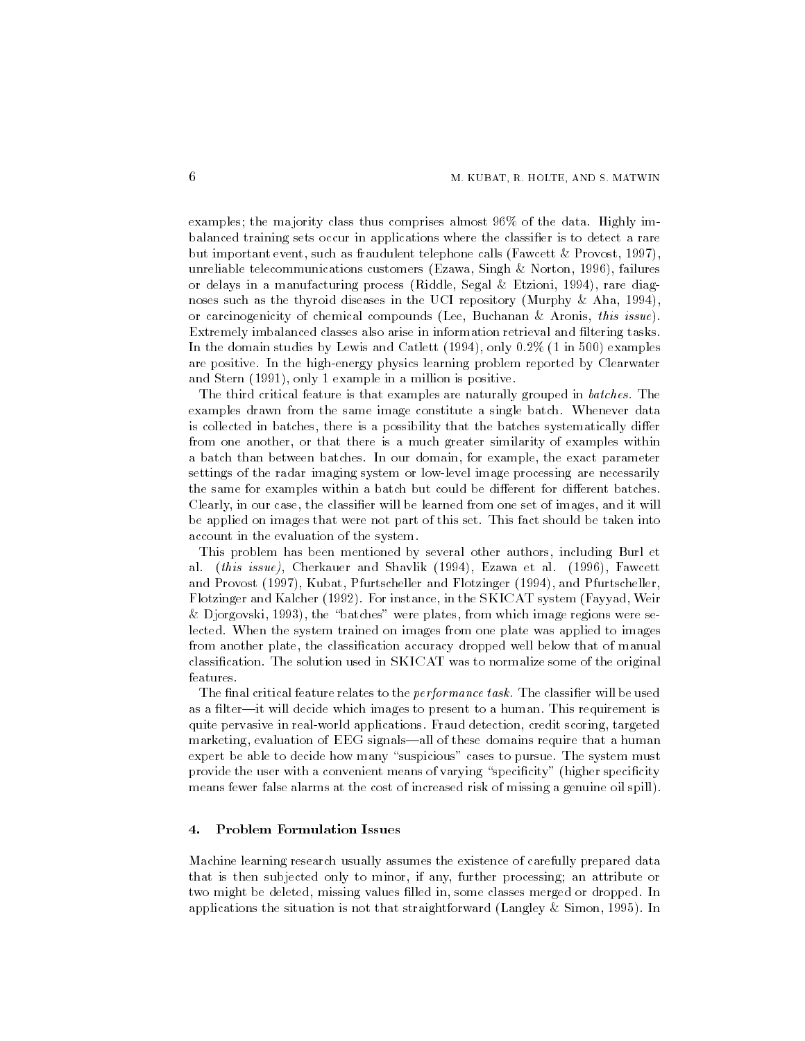examples; the majority class thus comprises almost 96% of the data. Highly imbalanced training sets occur in applications where the classifier is to detect a rare but important event, such as fraudulent telephone calls (Fawcett & Provost, 1997), unreliable telecommunications customers (Ezawa, Singh & Norton, 1996), failures or delays in a manufacturing process (Riddle, Segal & Etzioni, 1994), rare diagnoses such as the thyroid diseases in the UCI repository (Murphy & Aha, 1994), or carcinogenicity of chemical compounds (Lee, Buchanan & Aronis, *this issue*). Extremely imbalanced classes also arise in information retrieval and filtering tasks. In the domain studies by Lewis and Catlett (1994), only 0.2% (1 in 500) examples are positive. In the high-energy physics learning problem reported by Clearwater and Stern (1991), only 1 example in a million is positive.

The third critical feature is that examples are naturally grouped in *batches.* The examples drawn from the same image constitute a single batch. Whenever data is collected in batches, there is a possibility that the batches systematically differ from one another, or that there is a much greater similarity of examples within a batch than between batches. In our domain, for example, the exact parameter settings of the radar imaging system or low-level image processing are necessarily the same for examples within a batch but could be different for different batches. Clearly, in our case, the classifier will be learned from one set of images, and it will be applied on images that were not part of this set. This fact should be taken into account in the evaluation of the system.

This problem has been mentioned by several other authors, including Burl et al. (*this issue*), Cherkauer and Shavlik (1994), Ezawa et al. (1996), Fawcett and Provost (1997), Kubat, Pfurtscheller and Flotzinger (1994), and Pfurtscheller, Flotzinger and Kalcher (1992). For instance, in the SKICAT system (Fayyad, Weir & Djorgovski, 1993), the "batches" were plates, from which image regions were selected. When the system trained on images from one plate was applied to images from another plate, the classification accuracy dropped well below that of manual classification. The solution used in SKICAT was to normalize some of the original features.

The final critical feature relates to the *performance task.* The classifier will be used as a filter—it will decide which images to present to a human. This requirement is quite pervasive in real-world applications. Fraud detection, credit scoring, targeted marketing, evaluation of EEG signals—all of these domains require that a human expert be able to decide how many "suspicious" cases to pursue. The system must provide the user with a convenient means of varying "specificity" (higher specificity means fewer false alarms at the cost of increased risk of missing a genuine oil spill).

## 4. Problem Formulation Issues

Machine learning research usually assumes the existence of carefully prepared data that is then subjected only to minor, if any, further processing; an attribute or two might be deleted, missing values filled in, some classes merged or dropped. In applications the situation is not that straightforward (Langley & Simon, 1995). In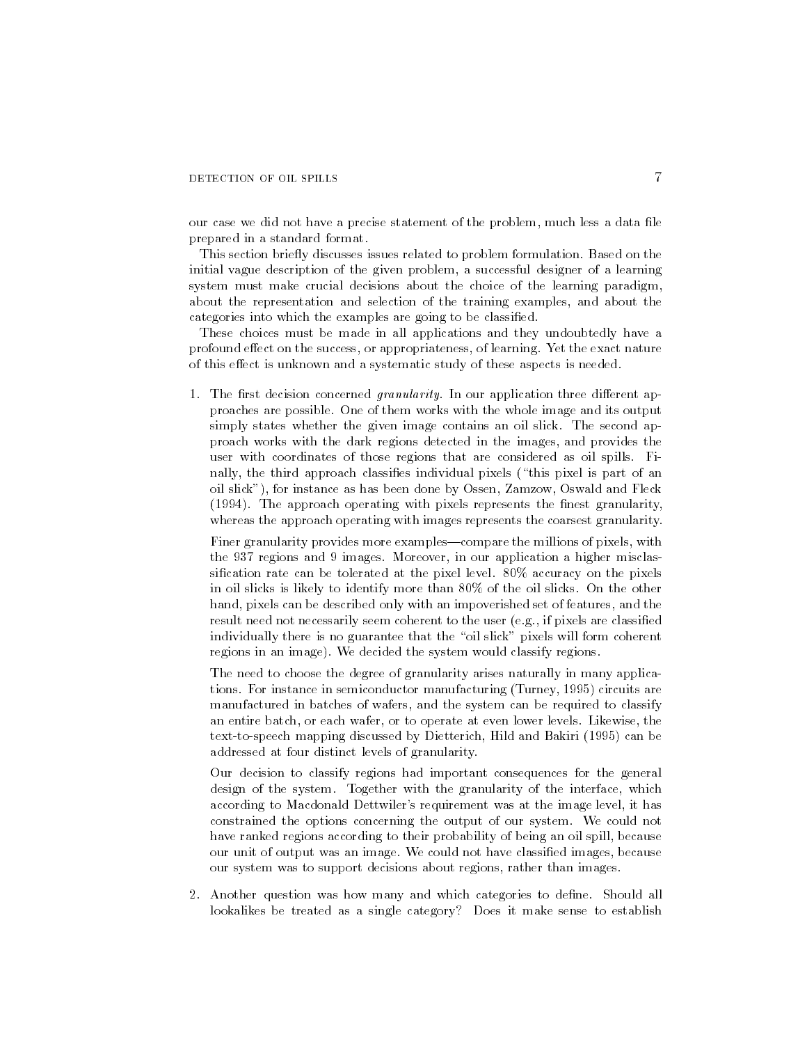our case we did not have a precise statement of the problem, much less a data file prepared in a standard format.

This section briefly discusses issues related to problem formulation. Based on the initial vague description of the given problem, a successful designer of a learning system must make crucial decisions about the choice of the learning paradigm, about the representation and selection of the training examples, and about the categories into which the examples are going to be classified.

These choices must be made in all applications and they undoubtedly have a profound effect on the success, or appropriateness, of learning. Yet the exact nature of this effect is unknown and a systematic study of these aspects is needed.

1. The first decision concerned *granularity*. In our application three different approaches are possible. One of them works with the whole image and its output simply states whether the given image contains an oil slick. The second approach works with the dark regions detected in the images, and provides the user with coordinates of those regions that are considered as oil spills. Finally, the third approach classifies individual pixels ("this pixel is part of an oil slick"), for instance as has been done by Ossen, Zamzow, Oswald and Fleck (1994). The approach operating with pixels represents the finest granularity, whereas the approach operating with images represents the coarsest granularity.

   Finer granularity provides more examples—compare the millions of pixels, with the 937 regions and 9 images. Moreover, in our application a higher misclassification rate can be tolerated at the pixel level. 80% accuracy on the pixels in oil slicks is likely to identify more than 80% of the oil slicks. On the other hand, pixels can be described only with an impoverished set of features, and the result need not necessarily seem coherent to the user (e.g., if pixels are classified individually there is no guarantee that the "oil slick" pixels will form coherent regions in an image). We decided the system would classify regions.

   The need to choose the degree of granularity arises naturally in many applications. For instance in semiconductor manufacturing (Turney, 1995) circuits are manufactured in batches of wafers, and the system can be required to classify an entire batch, or each wafer, or to operate at even lower levels. Likewise, the text-to-speech mapping discussed by Dietterich, Hild and Bakiri (1995) can be addressed at four distinct levels of granularity.

   Our decision to classify regions had important consequences for the general design of the system. Together with the granularity of the interface, which according to Macdonald Dettwiler's requirement was at the image level, it has constrained the options concerning the output of our system. We could not have ranked regions according to their probability of being an oil spill, because our unit of output was an image. We could not have classified images, because our system was to support decisions about regions, rather than images.

2. Another question was how many and which categories to define. Should all lookalikes be treated as a single category? Does it make sense to establish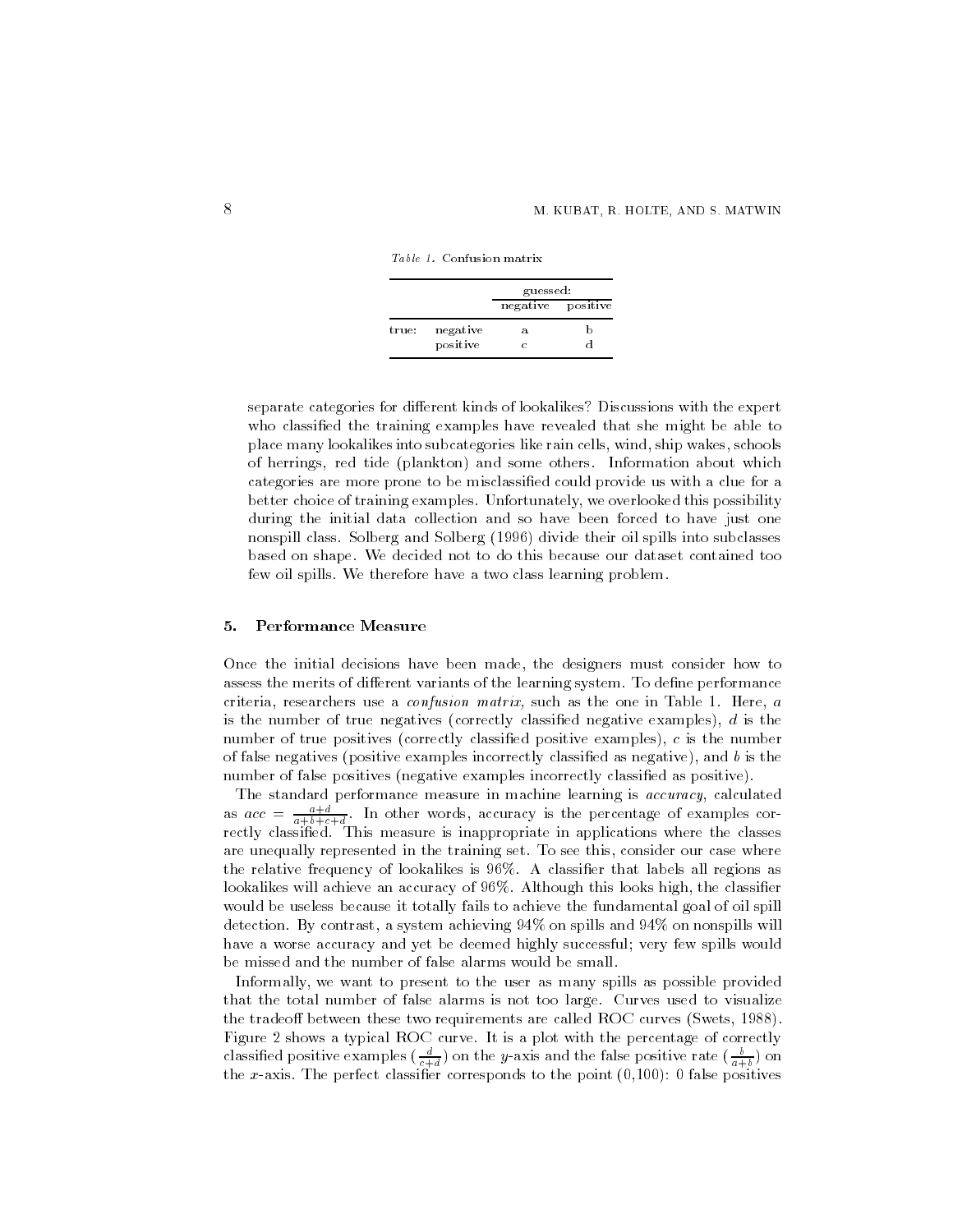*Table 1.* Confusion matrix

| | | guessed: | |
|---|---|---|---|
| | | negative | positive |
| true: | negative | a | b |
| | positive | c | d |

separate categories for different kinds of lookalikes? Discussions with the expert who classified the training examples have revealed that she might be able to place many lookalikes into subcategories like rain cells, wind, ship wakes, schools of herrings, red tide (plankton) and some others. Information about which categories are more prone to be misclassified could provide us with a clue for a better choice of training examples. Unfortunately, we overlooked this possibility during the initial data collection and so have been forced to have just one nonspill class. Solberg and Solberg (1996) divide their oil spills into subclasses based on shape. We decided not to do this because our dataset contained too few oil spills. We therefore have a two class learning problem.

## 5. Performance Measure

Once the initial decisions have been made, the designers must consider how to assess the merits of different variants of the learning system. To define performance criteria, researchers use a *confusion matrix,* such as the one in Table 1. Here, $a$ is the number of true negatives (correctly classified negative examples), $d$ is the number of true positives (correctly classified positive examples), $c$ is the number of false negatives (positive examples incorrectly classified as negative), and $b$ is the number of false positives (negative examples incorrectly classified as positive).

The standard performance measure in machine learning is *accuracy*, calculated as $acc = \frac{a+d}{a+b+c+d}$. In other words, accuracy is the percentage of examples correctly classified. This measure is inappropriate in applications where the classes are unequally represented in the training set. To see this, consider our case where the relative frequency of lookalikes is 96%. A classifier that labels all regions as lookalikes will achieve an accuracy of 96%. Although this looks high, the classifier would be useless because it totally fails to achieve the fundamental goal of oil spill detection. By contrast, a system achieving 94% on spills and 94% on nonspills will have a worse accuracy and yet be deemed highly successful; very few spills would be missed and the number of false alarms would be small.

Informally, we want to present to the user as many spills as possible provided that the total number of false alarms is not too large. Curves used to visualize the tradeoff between these two requirements are called ROC curves (Swets, 1988). Figure 2 shows a typical ROC curve. It is a plot with the percentage of correctly classified positive examples ($\frac{d}{c+d}$) on the $y$-axis and the false positive rate ($\frac{b}{a+b}$) on the $x$-axis. The perfect classifier corresponds to the point (0,100): 0 false positives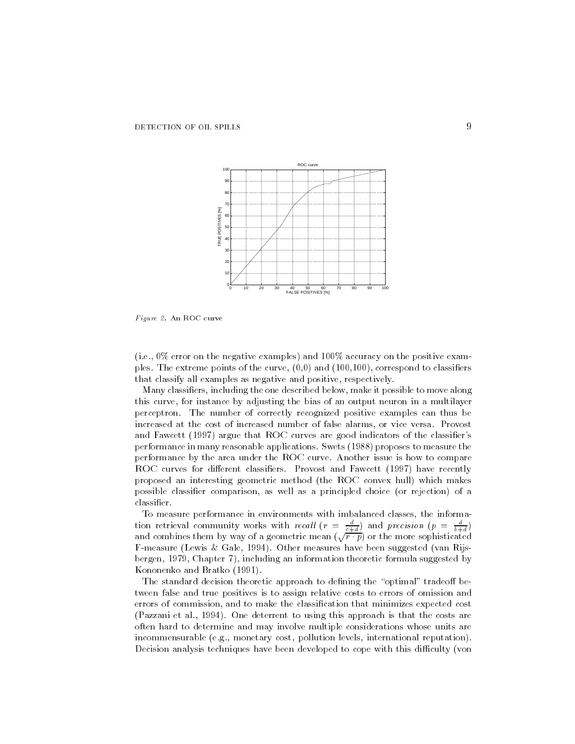*Figure 2.* An ROC curve

(i.e., 0% error on the negative examples) and 100% accuracy on the positive examples. The extreme points of the curve, (0,0) and (100,100), correspond to classifiers that classify all examples as negative and positive, respectively.

Many classifiers, including the one described below, make it possible to move along this curve, for instance by adjusting the bias of an output neuron in a multilayer perceptron. The number of correctly recognized positive examples can thus be increased at the cost of increased number of false alarms, or vice versa. Provost and Fawcett (1997) argue that ROC curves are good indicators of the classifier's performance in many reasonable applications. Swets (1988) proposes to measure the performance by the area under the ROC curve. Another issue is how to compare ROC curves for different classifiers. Provost and Fawcett (1997) have recently proposed an interesting geometric method (the ROC convex hull) which makes possible classifier comparison, as well as a principled choice (or rejection) of a classifier.

To measure performance in environments with imbalanced classes, the information retrieval community works with *recall* ($r = \frac{d}{c+d}$) and *precision* ($p = \frac{d}{b+d}$) and combines them by way of a geometric mean ($\sqrt{r \cdot p}$) or the more sophisticated F-measure (Lewis & Gale, 1994). Other measures have been suggested (van Rijsbergen, 1979, Chapter 7), including an information theoretic formula suggested by Kononenko and Bratko (1991).

The standard decision theoretic approach to defining the "optimal" tradeoff between false and true positives is to assign relative costs to errors of omission and errors of commission, and to make the classification that minimizes expected cost (Pazzani et al., 1994). One deterrent to using this approach is that the costs are often hard to determine and may involve multiple considerations whose units are incommensurable (e.g., monetary cost, pollution levels, international reputation). Decision analysis techniques have been developed to cope with this difficulty (von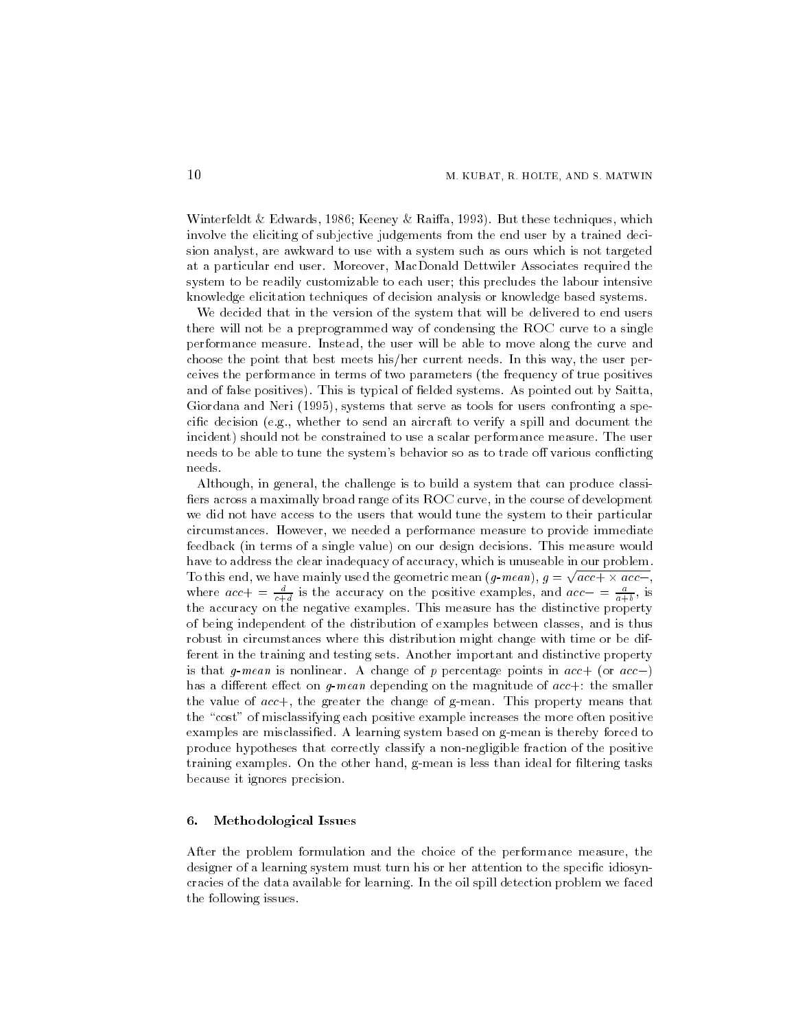Winterfeldt & Edwards, 1986; Keeney & Raiffa, 1993). But these techniques, which involve the eliciting of subjective judgements from the end user by a trained decision analyst, are awkward to use with a system such as ours which is not targeted at a particular end user. Moreover, MacDonald Dettwiler Associates required the system to be readily customizable to each user; this precludes the labour intensive knowledge elicitation techniques of decision analysis or knowledge based systems.

We decided that in the version of the system that will be delivered to end users there will not be a preprogrammed way of condensing the ROC curve to a single performance measure. Instead, the user will be able to move along the curve and choose the point that best meets his/her current needs. In this way, the user perceives the performance in terms of two parameters (the frequency of true positives and of false positives). This is typical of fielded systems. As pointed out by Saitta, Giordana and Neri (1995), systems that serve as tools for users confronting a specific decision (e.g., whether to send an aircraft to verify a spill and document the incident) should not be constrained to use a scalar performance measure. The user needs to be able to tune the system's behavior so as to trade off various conflicting needs.

Although, in general, the challenge is to build a system that can produce classifiers across a maximally broad range of its ROC curve, in the course of development we did not have access to the users that would tune the system to their particular circumstances. However, we needed a performance measure to provide immediate feedback (in terms of a single value) on our design decisions. This measure would have to address the clear inadequacy of accuracy, which is unuseable in our problem. To this end, we have mainly used the geometric mean (*g-mean*), $g = \sqrt{acc+ \times acc-}$, where $acc+ = \frac{d}{c+d}$ is the accuracy on the positive examples, and $acc- = \frac{a}{a+b}$, is the accuracy on the negative examples. This measure has the distinctive property of being independent of the distribution of examples between classes, and is thus robust in circumstances where this distribution might change with time or be different in the training and testing sets. Another important and distinctive property is that *g-mean* is nonlinear. A change of $p$ percentage points in $acc+$ (or $acc-$) has a different effect on *g-mean* depending on the magnitude of $acc+$: the smaller the value of $acc+$, the greater the change of g-mean. This property means that the "cost" of misclassifying each positive example increases the more often positive examples are misclassified. A learning system based on g-mean is thereby forced to produce hypotheses that correctly classify a non-negligible fraction of the positive training examples. On the other hand, g-mean is less than ideal for filtering tasks because it ignores precision.

## 6. Methodological Issues

After the problem formulation and the choice of the performance measure, the designer of a learning system must turn his or her attention to the specific idiosyncracies of the data available for learning. In the oil spill detection problem we faced the following issues.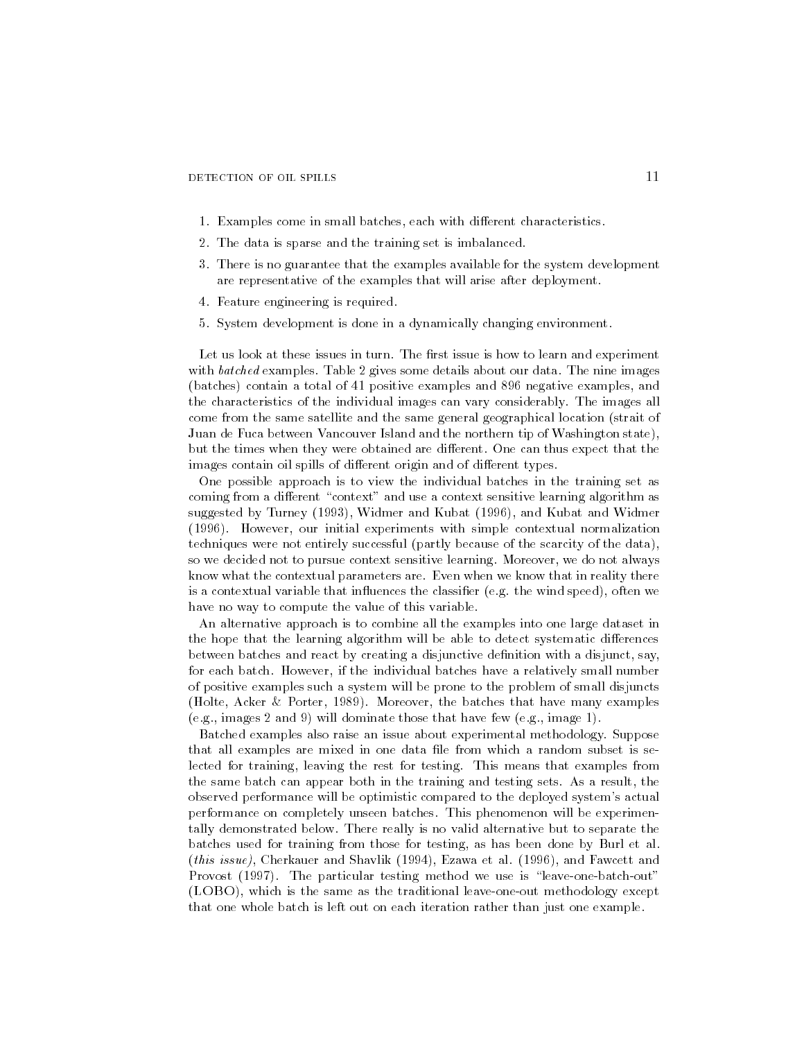1. Examples come in small batches, each with different characteristics.
2. The data is sparse and the training set is imbalanced.
3. There is no guarantee that the examples available for the system development are representative of the examples that will arise after deployment.
4. Feature engineering is required.
5. System development is done in a dynamically changing environment.

Let us look at these issues in turn. The first issue is how to learn and experiment with *batched* examples. Table 2 gives some details about our data. The nine images (batches) contain a total of 41 positive examples and 896 negative examples, and the characteristics of the individual images can vary considerably. The images all come from the same satellite and the same general geographical location (strait of Juan de Fuca between Vancouver Island and the northern tip of Washington state), but the times when they were obtained are different. One can thus expect that the images contain oil spills of different origin and of different types.

One possible approach is to view the individual batches in the training set as coming from a different "context" and use a context sensitive learning algorithm as suggested by Turney (1993), Widmer and Kubat (1996), and Kubat and Widmer (1996). However, our initial experiments with simple contextual normalization techniques were not entirely successful (partly because of the scarcity of the data), so we decided not to pursue context sensitive learning. Moreover, we do not always know what the contextual parameters are. Even when we know that in reality there is a contextual variable that influences the classifier (e.g. the wind speed), often we have no way to compute the value of this variable.

An alternative approach is to combine all the examples into one large dataset in the hope that the learning algorithm will be able to detect systematic differences between batches and react by creating a disjunctive definition with a disjunct, say, for each batch. However, if the individual batches have a relatively small number of positive examples such a system will be prone to the problem of small disjuncts (Holte, Acker & Porter, 1989). Moreover, the batches that have many examples (e.g., images 2 and 9) will dominate those that have few (e.g., image 1).

Batched examples also raise an issue about experimental methodology. Suppose that all examples are mixed in one data file from which a random subset is selected for training, leaving the rest for testing. This means that examples from the same batch can appear both in the training and testing sets. As a result, the observed performance will be optimistic compared to the deployed system's actual performance on completely unseen batches. This phenomenon will be experimentally demonstrated below. There really is no valid alternative but to separate the batches used for training from those for testing, as has been done by Burl et al. (*this issue*), Cherkauer and Shavlik (1994), Ezawa et al. (1996), and Fawcett and Provost (1997). The particular testing method we use is "leave-one-batch-out" (LOBO), which is the same as the traditional leave-one-out methodology except that one whole batch is left out on each iteration rather than just one example.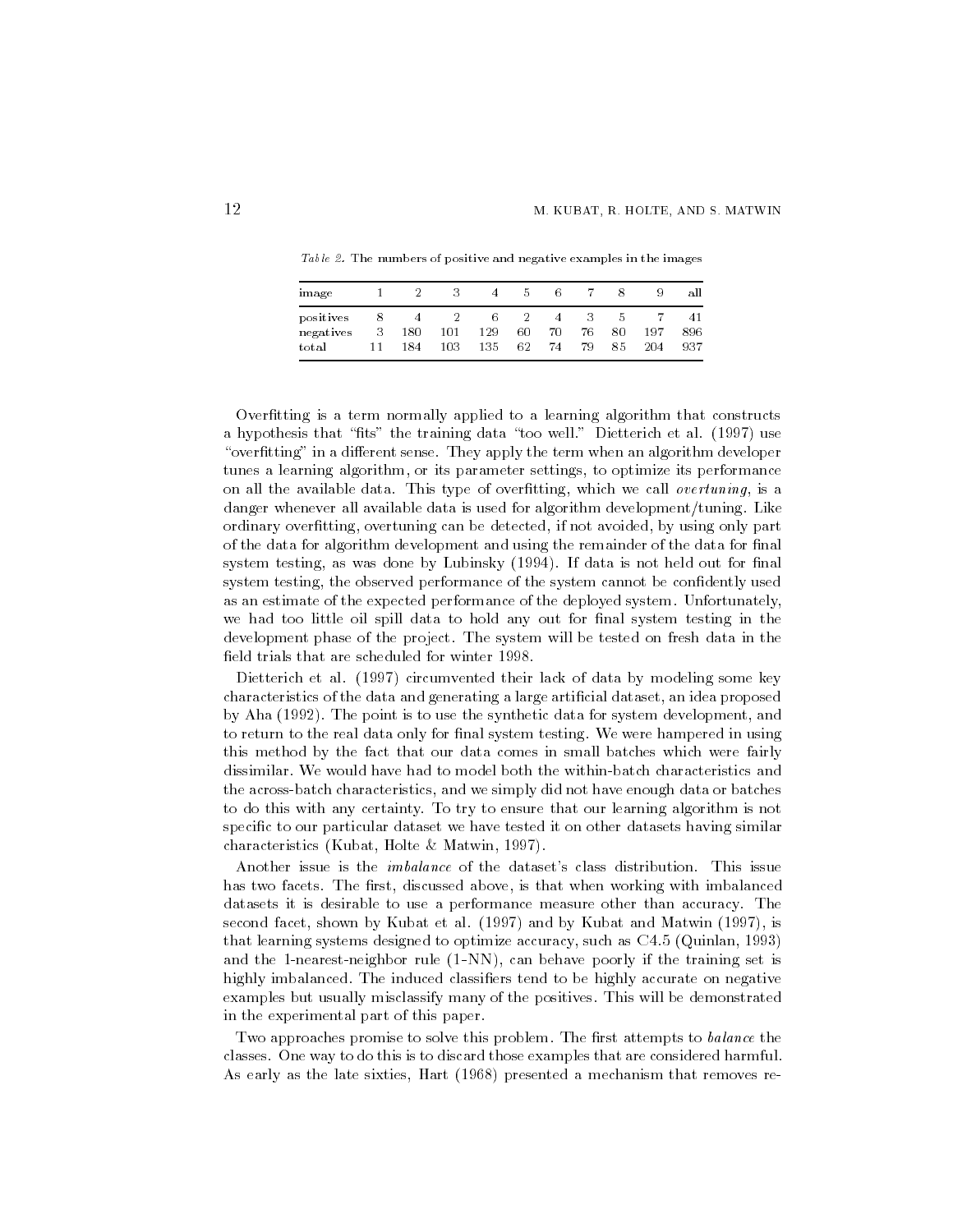*Table 2.* The numbers of positive and negative examples in the images

| image | 1 | 2 | 3 | 4 | 5 | 6 | 7 | 8 | 9 | all |
|---|---|---|---|---|---|---|---|---|---|---|
| positives | 8 | 4 | 2 | 6 | 2 | 4 | 3 | 5 | 7 | 41 |
| negatives | 3 | 180 | 101 | 129 | 60 | 70 | 76 | 80 | 197 | 896 |
| total | 11 | 184 | 103 | 135 | 62 | 74 | 79 | 85 | 204 | 937 |

Overfitting is a term normally applied to a learning algorithm that constructs a hypothesis that "fits" the training data "too well." Dietterich et al. (1997) use "overfitting" in a different sense. They apply the term when an algorithm developer tunes a learning algorithm, or its parameter settings, to optimize its performance on all the available data. This type of overfitting, which we call *overtuning*, is a danger whenever all available data is used for algorithm development/tuning. Like ordinary overfitting, overtuning can be detected, if not avoided, by using only part of the data for algorithm development and using the remainder of the data for final system testing, as was done by Lubinsky (1994). If data is not held out for final system testing, the observed performance of the system cannot be confidently used as an estimate of the expected performance of the deployed system. Unfortunately, we had too little oil spill data to hold any out for final system testing in the development phase of the project. The system will be tested on fresh data in the field trials that are scheduled for winter 1998.

Dietterich et al. (1997) circumvented their lack of data by modeling some key characteristics of the data and generating a large artificial dataset, an idea proposed by Aha (1992). The point is to use the synthetic data for system development, and to return to the real data only for final system testing. We were hampered in using this method by the fact that our data comes in small batches which were fairly dissimilar. We would have had to model both the within-batch characteristics and the across-batch characteristics, and we simply did not have enough data or batches to do this with any certainty. To try to ensure that our learning algorithm is not specific to our particular dataset we have tested it on other datasets having similar characteristics (Kubat, Holte & Matwin, 1997).

Another issue is the *imbalance* of the dataset's class distribution. This issue has two facets. The first, discussed above, is that when working with imbalanced datasets it is desirable to use a performance measure other than accuracy. The second facet, shown by Kubat et al. (1997) and by Kubat and Matwin (1997), is that learning systems designed to optimize accuracy, such as C4.5 (Quinlan, 1993) and the 1-nearest-neighbor rule (1-NN), can behave poorly if the training set is highly imbalanced. The induced classifiers tend to be highly accurate on negative examples but usually misclassify many of the positives. This will be demonstrated in the experimental part of this paper.

Two approaches promise to solve this problem. The first attempts to *balance* the classes. One way to do this is to discard those examples that are considered harmful. As early as the late sixties, Hart (1968) presented a mechanism that removes re-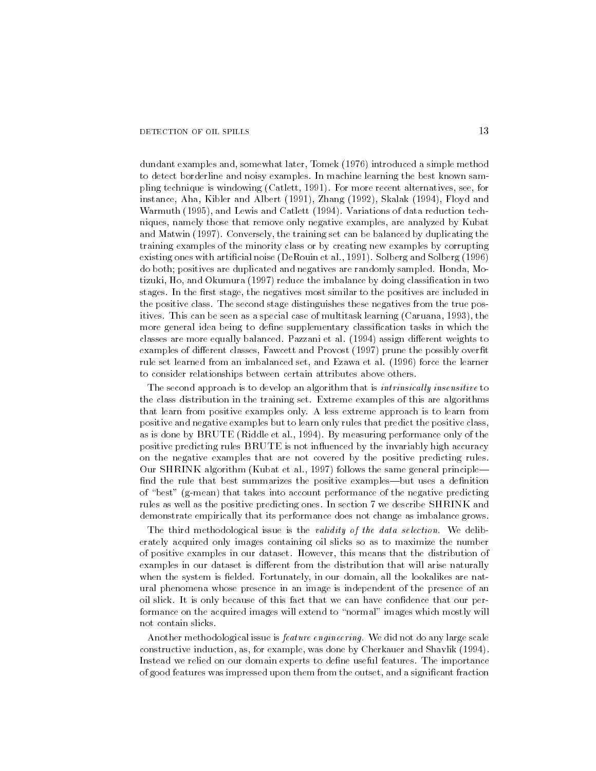dundant examples and, somewhat later, Tomek (1976) introduced a simple method to detect borderline and noisy examples. In machine learning the best known sampling technique is windowing (Catlett, 1991). For more recent alternatives, see, for instance, Aha, Kibler and Albert (1991), Zhang (1992), Skalak (1994), Floyd and Warmuth (1995), and Lewis and Catlett (1994). Variations of data reduction techniques, namely those that remove only negative examples, are analyzed by Kubat and Matwin (1997). Conversely, the training set can be balanced by duplicating the training examples of the minority class or by creating new examples by corrupting existing ones with artificial noise (DeRouin et al., 1991). Solberg and Solberg (1996) do both; positives are duplicated and negatives are randomly sampled. Honda, Motizuki, Ho, and Okumura (1997) reduce the imbalance by doing classification in two stages. In the first stage, the negatives most similar to the positives are included in the positive class. The second stage distinguishes these negatives from the true positives. This can be seen as a special case of multitask learning (Caruana, 1993), the more general idea being to define supplementary classification tasks in which the classes are more equally balanced. Pazzani et al. (1994) assign different weights to examples of different classes, Fawcett and Provost (1997) prune the possibly overfit rule set learned from an imbalanced set, and Ezawa et al. (1996) force the learner to consider relationships between certain attributes above others.

The second approach is to develop an algorithm that is *intrinsically insensitive* to the class distribution in the training set. Extreme examples of this are algorithms that learn from positive examples only. A less extreme approach is to learn from positive and negative examples but to learn only rules that predict the positive class, as is done by BRUTE (Riddle et al., 1994). By measuring performance only of the positive predicting rules BRUTE is not influenced by the invariably high accuracy on the negative examples that are not covered by the positive predicting rules. Our SHRINK algorithm (Kubat et al., 1997) follows the same general principle—find the rule that best summarizes the positive examples—but uses a definition of "best" (g-mean) that takes into account performance of the negative predicting rules as well as the positive predicting ones. In section 7 we describe SHRINK and demonstrate empirically that its performance does not change as imbalance grows.

The third methodological issue is the *validity of the data selection.* We deliberately acquired only images containing oil slicks so as to maximize the number of positive examples in our dataset. However, this means that the distribution of examples in our dataset is different from the distribution that will arise naturally when the system is fielded. Fortunately, in our domain, all the lookalikes are natural phenomena whose presence in an image is independent of the presence of an oil slick. It is only because of this fact that we can have confidence that our performance on the acquired images will extend to "normal" images which mostly will not contain slicks.

Another methodological issue is *feature engineering.* We did not do any large scale constructive induction, as, for example, was done by Cherkauer and Shavlik (1994). Instead we relied on our domain experts to define useful features. The importance of good features was impressed upon them from the outset, and a significant fraction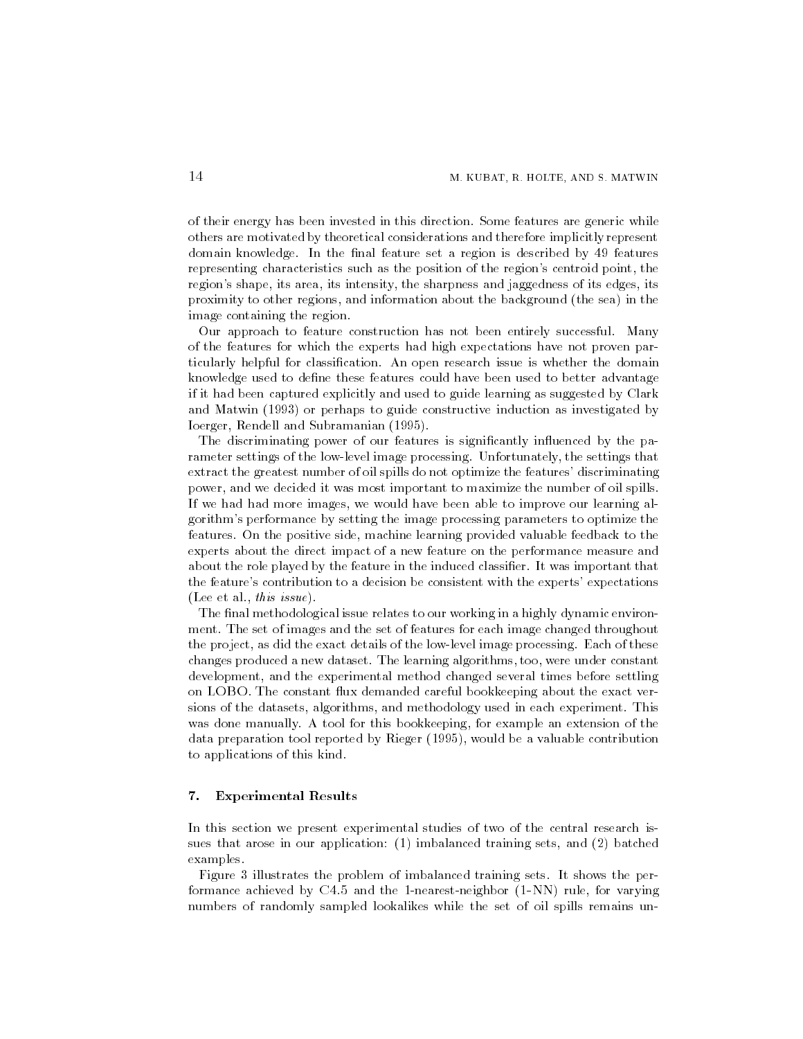of their energy has been invested in this direction. Some features are generic while others are motivated by theoretical considerations and therefore implicitly represent domain knowledge. In the final feature set a region is described by 49 features representing characteristics such as the position of the region's centroid point, the region's shape, its area, its intensity, the sharpness and jaggedness of its edges, its proximity to other regions, and information about the background (the sea) in the image containing the region.

Our approach to feature construction has not been entirely successful. Many of the features for which the experts had high expectations have not proven particularly helpful for classification. An open research issue is whether the domain knowledge used to define these features could have been used to better advantage if it had been captured explicitly and used to guide learning as suggested by Clark and Matwin (1993) or perhaps to guide constructive induction as investigated by Ioerger, Rendell and Subramanian (1995).

The discriminating power of our features is significantly influenced by the parameter settings of the low-level image processing. Unfortunately, the settings that extract the greatest number of oil spills do not optimize the features' discriminating power, and we decided it was most important to maximize the number of oil spills. If we had had more images, we would have been able to improve our learning algorithm's performance by setting the image processing parameters to optimize the features. On the positive side, machine learning provided valuable feedback to the experts about the direct impact of a new feature on the performance measure and about the role played by the feature in the induced classifier. It was important that the feature's contribution to a decision be consistent with the experts' expectations (Lee et al., *this issue*).

The final methodological issue relates to our working in a highly dynamic environment. The set of images and the set of features for each image changed throughout the project, as did the exact details of the low-level image processing. Each of these changes produced a new dataset. The learning algorithms, too, were under constant development, and the experimental method changed several times before settling on LOBO. The constant flux demanded careful bookkeeping about the exact versions of the datasets, algorithms, and methodology used in each experiment. This was done manually. A tool for this bookkeeping, for example an extension of the data preparation tool reported by Rieger (1995), would be a valuable contribution to applications of this kind.

## 7. Experimental Results

In this section we present experimental studies of two of the central research issues that arose in our application: (1) imbalanced training sets, and (2) batched examples.

Figure 3 illustrates the problem of imbalanced training sets. It shows the performance achieved by C4.5 and the 1-nearest-neighbor (1-NN) rule, for varying numbers of randomly sampled lookalikes while the set of oil spills remains un-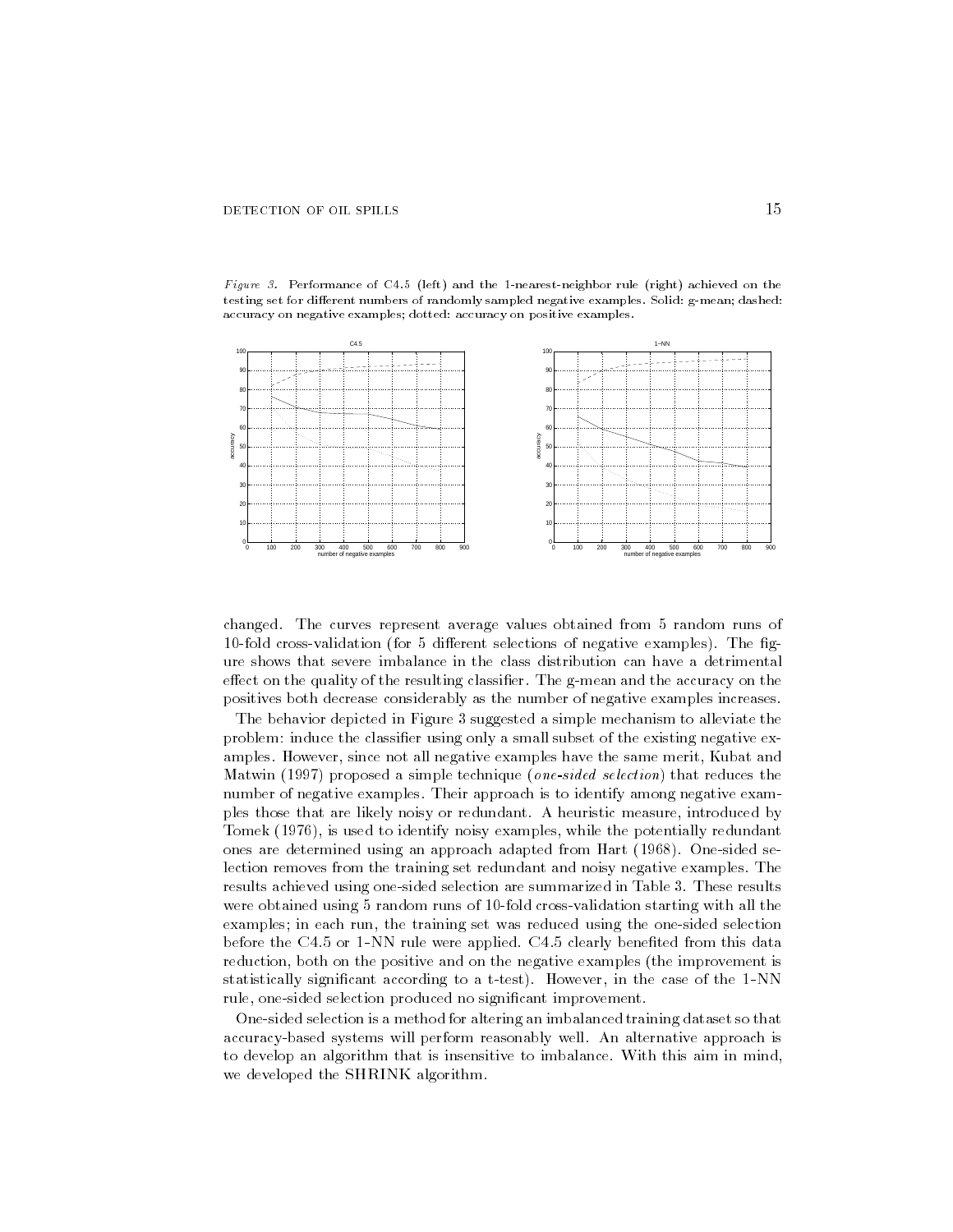*Figure 3.* Performance of C4.5 (left) and the 1-nearest-neighbor rule (right) achieved on the testing set for different numbers of randomly sampled negative examples. Solid: g-mean; dashed: accuracy on negative examples; dotted: accuracy on positive examples.

changed. The curves represent average values obtained from 5 random runs of 10-fold cross-validation (for 5 different selections of negative examples). The figure shows that severe imbalance in the class distribution can have a detrimental effect on the quality of the resulting classifier. The g-mean and the accuracy on the positives both decrease considerably as the number of negative examples increases.

The behavior depicted in Figure 3 suggested a simple mechanism to alleviate the problem: induce the classifier using only a small subset of the existing negative examples. However, since not all negative examples have the same merit, Kubat and Matwin (1997) proposed a simple technique (*one-sided selection*) that reduces the number of negative examples. Their approach is to identify among negative examples those that are likely noisy or redundant. A heuristic measure, introduced by Tomek (1976), is used to identify noisy examples, while the potentially redundant ones are determined using an approach adapted from Hart (1968). One-sided selection removes from the training set redundant and noisy negative examples. The results achieved using one-sided selection are summarized in Table 3. These results were obtained using 5 random runs of 10-fold cross-validation starting with all the examples; in each run, the training set was reduced using the one-sided selection before the C4.5 or 1-NN rule were applied. C4.5 clearly benefited from this data reduction, both on the positive and on the negative examples (the improvement is statistically significant according to a t-test). However, in the case of the 1-NN rule, one-sided selection produced no significant improvement.

One-sided selection is a method for altering an imbalanced training dataset so that accuracy-based systems will perform reasonably well. An alternative approach is to develop an algorithm that is insensitive to imbalance. With this aim in mind, we developed the SHRINK algorithm.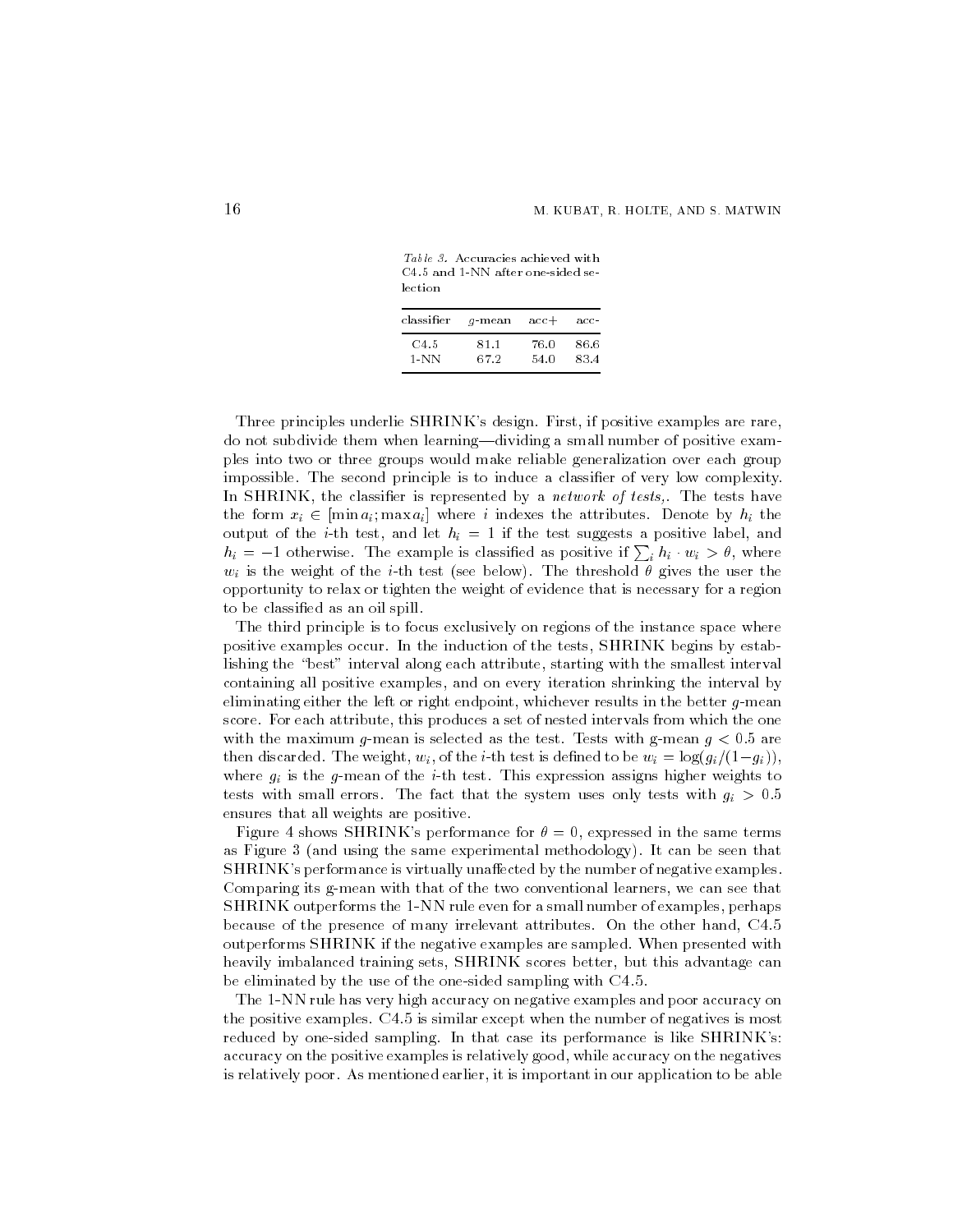*Table 3.* Accuracies achieved with C4.5 and 1-NN after one-sided selection

| classifier | $g$-mean | acc+ | acc- |
|---|---|---|---|
| C4.5 | 81.1 | 76.0 | 86.6 |
| 1-NN | 67.2 | 54.0 | 83.4 |

Three principles underlie SHRINK's design. First, if positive examples are rare, do not subdivide them when learning—dividing a small number of positive examples into two or three groups would make reliable generalization over each group impossible. The second principle is to induce a classifier of very low complexity. In SHRINK, the classifier is represented by a *network of tests,*. The tests have the form $x_i \in [\min a_i; \max a_i]$ where $i$ indexes the attributes. Denote by $h_i$ the output of the $i$-th test, and let $h_i = 1$ if the test suggests a positive label, and $h_i = -1$ otherwise. The example is classified as positive if $\sum_i h_i \cdot w_i > \theta$, where $w_i$ is the weight of the $i$-th test (see below). The threshold $\theta$ gives the user the opportunity to relax or tighten the weight of evidence that is necessary for a region to be classified as an oil spill.

The third principle is to focus exclusively on regions of the instance space where positive examples occur. In the induction of the tests, SHRINK begins by establishing the "best" interval along each attribute, starting with the smallest interval containing all positive examples, and on every iteration shrinking the interval by eliminating either the left or right endpoint, whichever results in the better $g$-mean score. For each attribute, this produces a set of nested intervals from which the one with the maximum $g$-mean is selected as the test. Tests with g-mean $g < 0.5$ are then discarded. The weight, $w_i$, of the $i$-th test is defined to be $w_i = \log(g_i/(1-g_i))$, where $g_i$ is the $g$-mean of the $i$-th test. This expression assigns higher weights to tests with small errors. The fact that the system uses only tests with $g_i > 0.5$ ensures that all weights are positive.

Figure 4 shows SHRINK's performance for $\theta = 0$, expressed in the same terms as Figure 3 (and using the same experimental methodology). It can be seen that SHRINK's performance is virtually unaffected by the number of negative examples. Comparing its g-mean with that of the two conventional learners, we can see that SHRINK outperforms the 1-NN rule even for a small number of examples, perhaps because of the presence of many irrelevant attributes. On the other hand, C4.5 outperforms SHRINK if the negative examples are sampled. When presented with heavily imbalanced training sets, SHRINK scores better, but this advantage can be eliminated by the use of the one-sided sampling with C4.5.

The 1-NN rule has very high accuracy on negative examples and poor accuracy on the positive examples. C4.5 is similar except when the number of negatives is most reduced by one-sided sampling. In that case its performance is like SHRINK's: accuracy on the positive examples is relatively good, while accuracy on the negatives is relatively poor. As mentioned earlier, it is important in our application to be able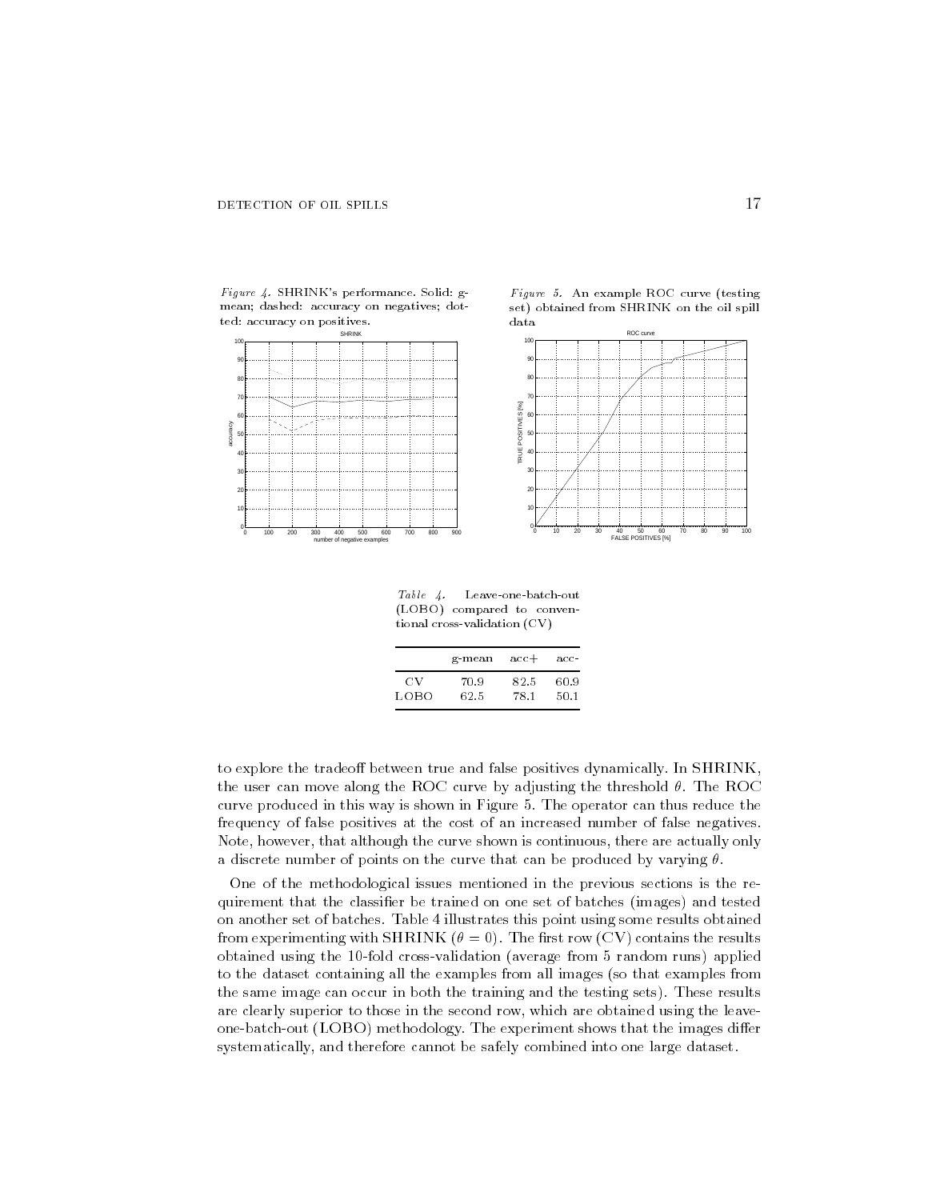*Figure 4.* SHRINK's performance. Solid: g-mean; dashed: accuracy on negatives; dotted: accuracy on positives.

*Figure 5.* An example ROC curve (testing set) obtained from SHRINK on the oil spill data

*Table 4.* Leave-one-batch-out (LOBO) compared to conventional cross-validation (CV)

| | g-mean | acc+ | acc- |
|---|---|---|---|
| CV | 70.9 | 82.5 | 60.9 |
| LOBO | 62.5 | 78.1 | 50.1 |

to explore the tradeoff between true and false positives dynamically. In SHRINK, the user can move along the ROC curve by adjusting the threshold $\theta$. The ROC curve produced in this way is shown in Figure 5. The operator can thus reduce the frequency of false positives at the cost of an increased number of false negatives. Note, however, that although the curve shown is continuous, there are actually only a discrete number of points on the curve that can be produced by varying $\theta$.

One of the methodological issues mentioned in the previous sections is the requirement that the classifier be trained on one set of batches (images) and tested on another set of batches. Table 4 illustrates this point using some results obtained from experimenting with SHRINK ($\theta = 0$). The first row (CV) contains the results obtained using the 10-fold cross-validation (average from 5 random runs) applied to the dataset containing all the examples from all images (so that examples from the same image can occur in both the training and the testing sets). These results are clearly superior to those in the second row, which are obtained using the leave-one-batch-out (LOBO) methodology. The experiment shows that the images differ systematically, and therefore cannot be safely combined into one large dataset.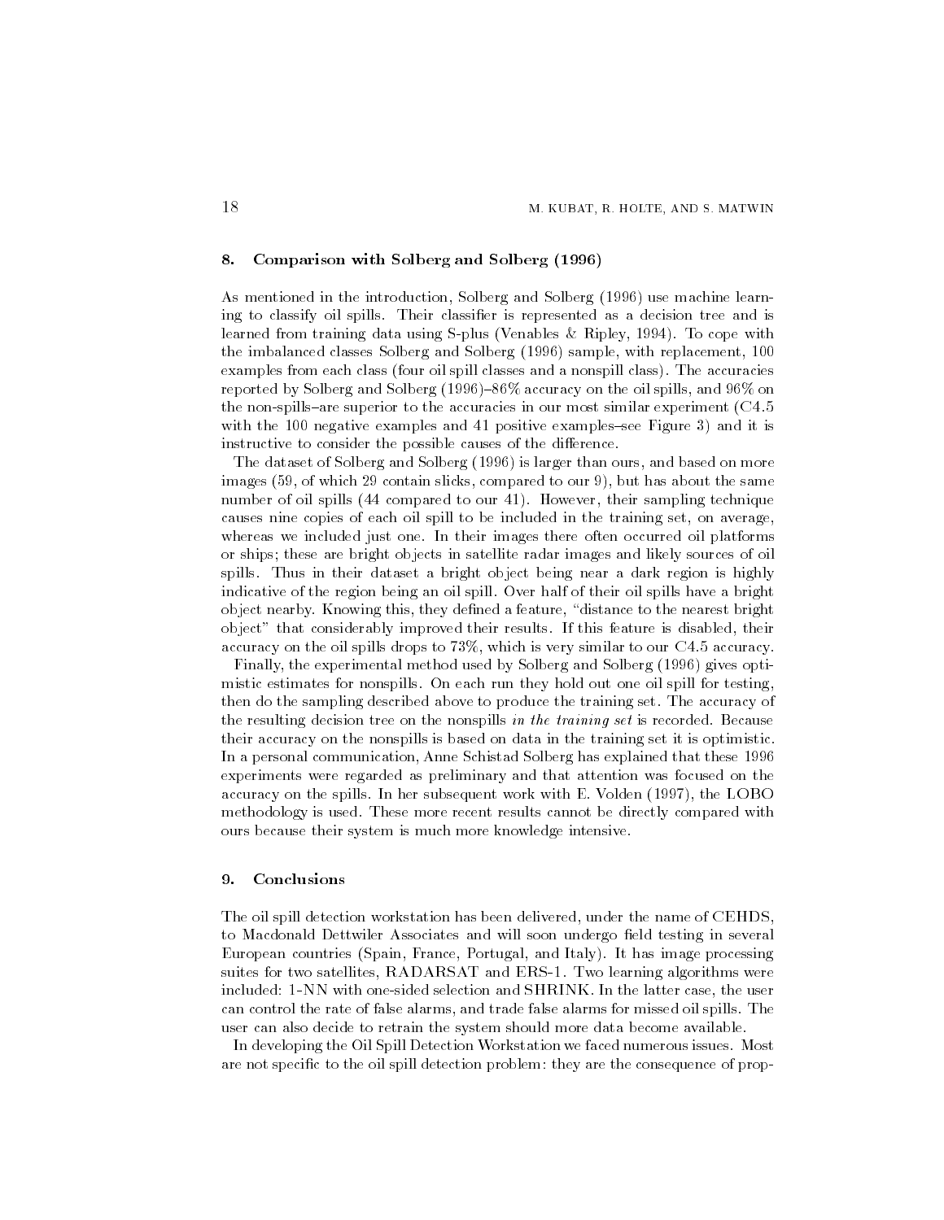## 8. Comparison with Solberg and Solberg (1996)

As mentioned in the introduction, Solberg and Solberg (1996) use machine learning to classify oil spills. Their classifier is represented as a decision tree and is learned from training data using S-plus (Venables & Ripley, 1994). To cope with the imbalanced classes Solberg and Solberg (1996) sample, with replacement, 100 examples from each class (four oil spill classes and a nonspill class). The accuracies reported by Solberg and Solberg (1996)–86% accuracy on the oil spills, and 96% on the non-spills–are superior to the accuracies in our most similar experiment (C4.5 with the 100 negative examples and 41 positive examples–see Figure 3) and it is instructive to consider the possible causes of the difference.

The dataset of Solberg and Solberg (1996) is larger than ours, and based on more images (59, of which 29 contain slicks, compared to our 9), but has about the same number of oil spills (44 compared to our 41). However, their sampling technique causes nine copies of each oil spill to be included in the training set, on average, whereas we included just one. In their images there often occurred oil platforms or ships; these are bright objects in satellite radar images and likely sources of oil spills. Thus in their dataset a bright object being near a dark region is highly indicative of the region being an oil spill. Over half of their oil spills have a bright object nearby. Knowing this, they defined a feature, "distance to the nearest bright object" that considerably improved their results. If this feature is disabled, their accuracy on the oil spills drops to 73%, which is very similar to our C4.5 accuracy.

Finally, the experimental method used by Solberg and Solberg (1996) gives optimistic estimates for nonspills. On each run they hold out one oil spill for testing, then do the sampling described above to produce the training set. The accuracy of the resulting decision tree on the nonspills *in the training set* is recorded. Because their accuracy on the nonspills is based on data in the training set it is optimistic. In a personal communication, Anne Schistad Solberg has explained that these 1996 experiments were regarded as preliminary and that attention was focused on the accuracy on the spills. In her subsequent work with E. Volden (1997), the LOBO methodology is used. These more recent results cannot be directly compared with ours because their system is much more knowledge intensive.

## 9. Conclusions

The oil spill detection workstation has been delivered, under the name of CEHDS, to Macdonald Dettwiler Associates and will soon undergo field testing in several European countries (Spain, France, Portugal, and Italy). It has image processing suites for two satellites, RADARSAT and ERS-1. Two learning algorithms were included: 1-NN with one-sided selection and SHRINK. In the latter case, the user can control the rate of false alarms, and trade false alarms for missed oil spills. The user can also decide to retrain the system should more data become available.

In developing the Oil Spill Detection Workstation we faced numerous issues. Most are not specific to the oil spill detection problem: they are the consequence of prop-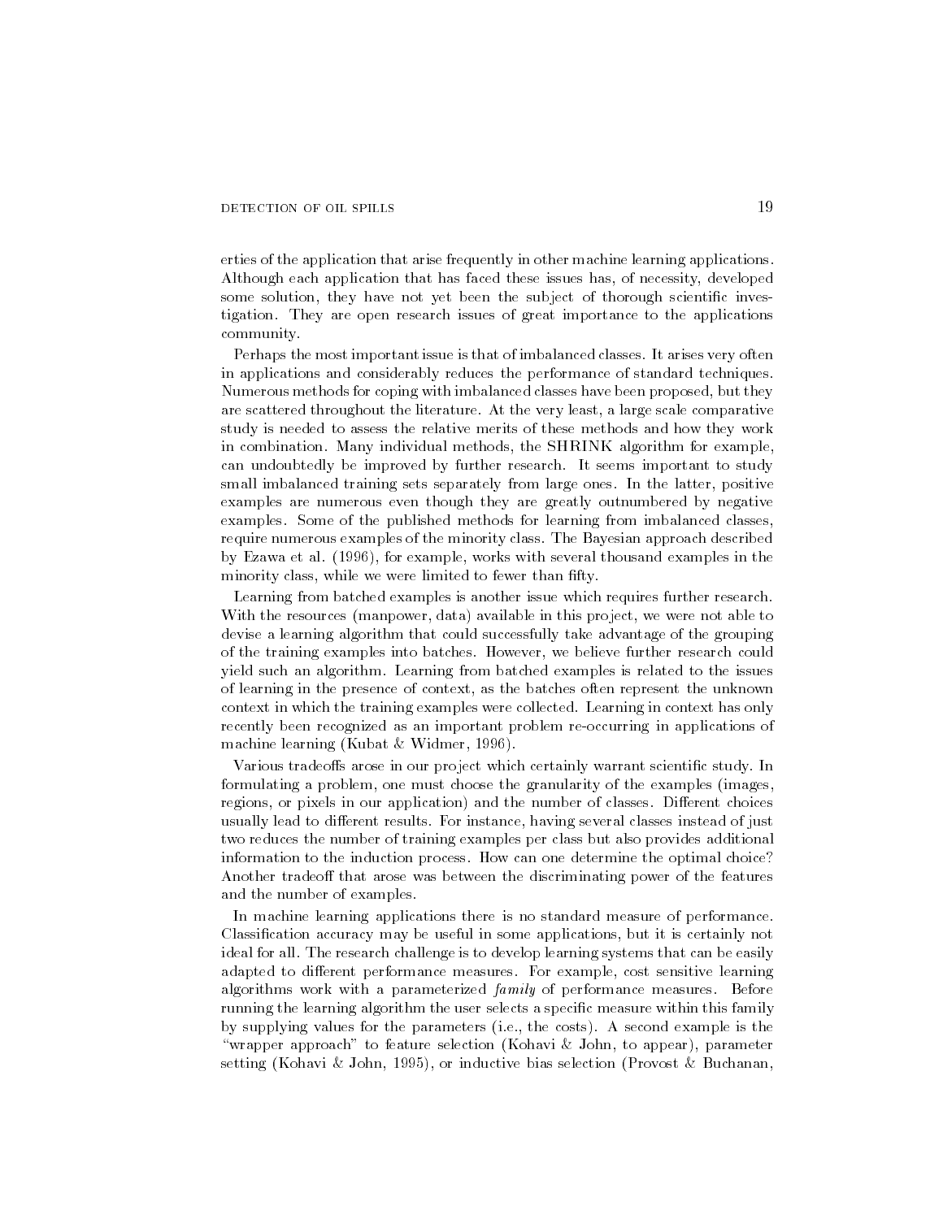erties of the application that arise frequently in other machine learning applications. Although each application that has faced these issues has, of necessity, developed some solution, they have not yet been the subject of thorough scientific investigation. They are open research issues of great importance to the applications community.

Perhaps the most important issue is that of imbalanced classes. It arises very often in applications and considerably reduces the performance of standard techniques. Numerous methods for coping with imbalanced classes have been proposed, but they are scattered throughout the literature. At the very least, a large scale comparative study is needed to assess the relative merits of these methods and how they work in combination. Many individual methods, the SHRINK algorithm for example, can undoubtedly be improved by further research. It seems important to study small imbalanced training sets separately from large ones. In the latter, positive examples are numerous even though they are greatly outnumbered by negative examples. Some of the published methods for learning from imbalanced classes, require numerous examples of the minority class. The Bayesian approach described by Ezawa et al. (1996), for example, works with several thousand examples in the minority class, while we were limited to fewer than fifty.

Learning from batched examples is another issue which requires further research. With the resources (manpower, data) available in this project, we were not able to devise a learning algorithm that could successfully take advantage of the grouping of the training examples into batches. However, we believe further research could yield such an algorithm. Learning from batched examples is related to the issues of learning in the presence of context, as the batches often represent the unknown context in which the training examples were collected. Learning in context has only recently been recognized as an important problem re-occurring in applications of machine learning (Kubat & Widmer, 1996).

Various tradeoffs arose in our project which certainly warrant scientific study. In formulating a problem, one must choose the granularity of the examples (images, regions, or pixels in our application) and the number of classes. Different choices usually lead to different results. For instance, having several classes instead of just two reduces the number of training examples per class but also provides additional information to the induction process. How can one determine the optimal choice? Another tradeoff that arose was between the discriminating power of the features and the number of examples.

In machine learning applications there is no standard measure of performance. Classification accuracy may be useful in some applications, but it is certainly not ideal for all. The research challenge is to develop learning systems that can be easily adapted to different performance measures. For example, cost sensitive learning algorithms work with a parameterized *family* of performance measures. Before running the learning algorithm the user selects a specific measure within this family by supplying values for the parameters (i.e., the costs). A second example is the "wrapper approach" to feature selection (Kohavi & John, to appear), parameter setting (Kohavi & John, 1995), or inductive bias selection (Provost & Buchanan,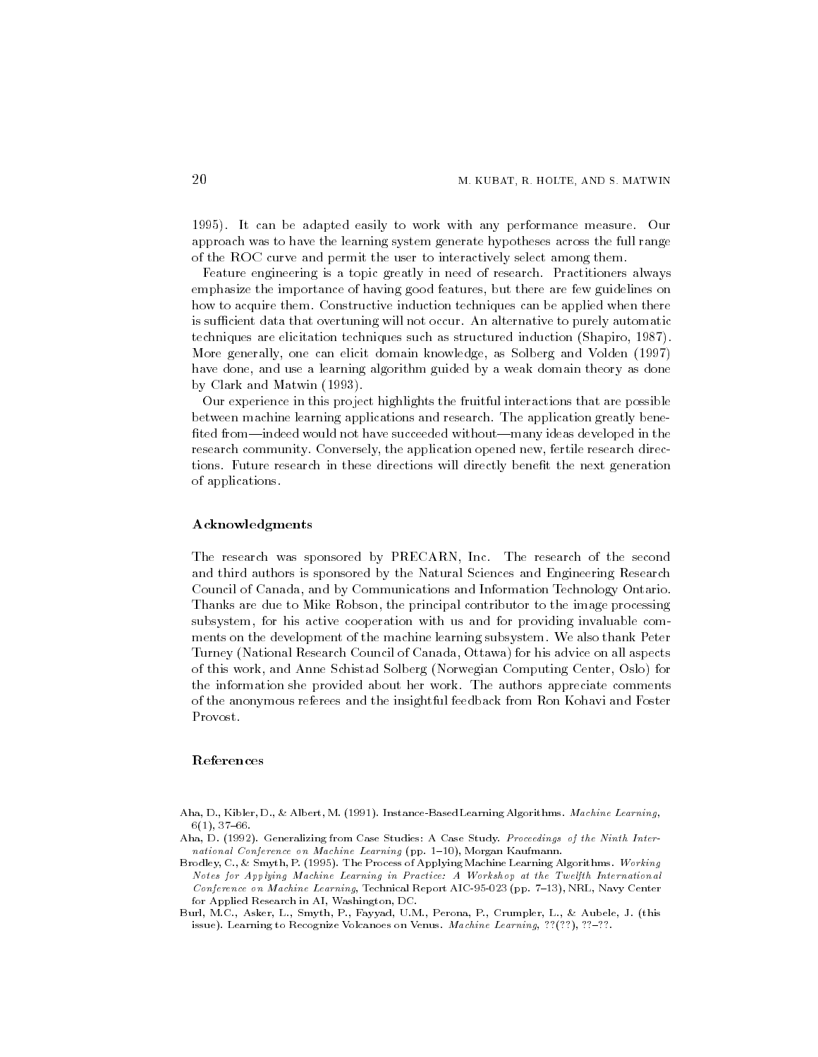1995). It can be adapted easily to work with any performance measure. Our approach was to have the learning system generate hypotheses across the full range of the ROC curve and permit the user to interactively select among them.

Feature engineering is a topic greatly in need of research. Practitioners always emphasize the importance of having good features, but there are few guidelines on how to acquire them. Constructive induction techniques can be applied when there is sufficient data that overtuning will not occur. An alternative to purely automatic techniques are elicitation techniques such as structured induction (Shapiro, 1987). More generally, one can elicit domain knowledge, as Solberg and Volden (1997) have done, and use a learning algorithm guided by a weak domain theory as done by Clark and Matwin (1993).

Our experience in this project highlights the fruitful interactions that are possible between machine learning applications and research. The application greatly benefited from—indeed would not have succeeded without—many ideas developed in the research community. Conversely, the application opened new, fertile research directions. Future research in these directions will directly benefit the next generation of applications.

## Acknowledgments

The research was sponsored by PRECARN, Inc. The research of the second and third authors is sponsored by the Natural Sciences and Engineering Research Council of Canada, and by Communications and Information Technology Ontario. Thanks are due to Mike Robson, the principal contributor to the image processing subsystem, for his active cooperation with us and for providing invaluable comments on the development of the machine learning subsystem. We also thank Peter Turney (National Research Council of Canada, Ottawa) for his advice on all aspects of this work, and Anne Schistad Solberg (Norwegian Computing Center, Oslo) for the information she provided about her work. The authors appreciate comments of the anonymous referees and the insightful feedback from Ron Kohavi and Foster Provost.

## References

Aha, D., Kibler, D., & Albert, M. (1991). Instance-Based Learning Algorithms. *Machine Learning*, 6(1), 37–66.

Aha, D. (1992). Generalizing from Case Studies: A Case Study. *Proceedings of the Ninth International Conference on Machine Learning* (pp. 1–10), Morgan Kaufmann.

Brodley, C., & Smyth, P. (1995). The Process of Applying Machine Learning Algorithms. *Working Notes for Applying Machine Learning in Practice: A Workshop at the Twelfth International Conference on Machine Learning*, Technical Report AIC-95-023 (pp. 7–13), NRL, Navy Center for Applied Research in AI, Washington, DC.

Burl, M.C., Asker, L., Smyth, P., Fayyad, U.M., Perona, P., Crumpler, L., & Aubele, J. (this issue). Learning to Recognize Volcanoes on Venus. *Machine Learning*, ??(??), ??–??.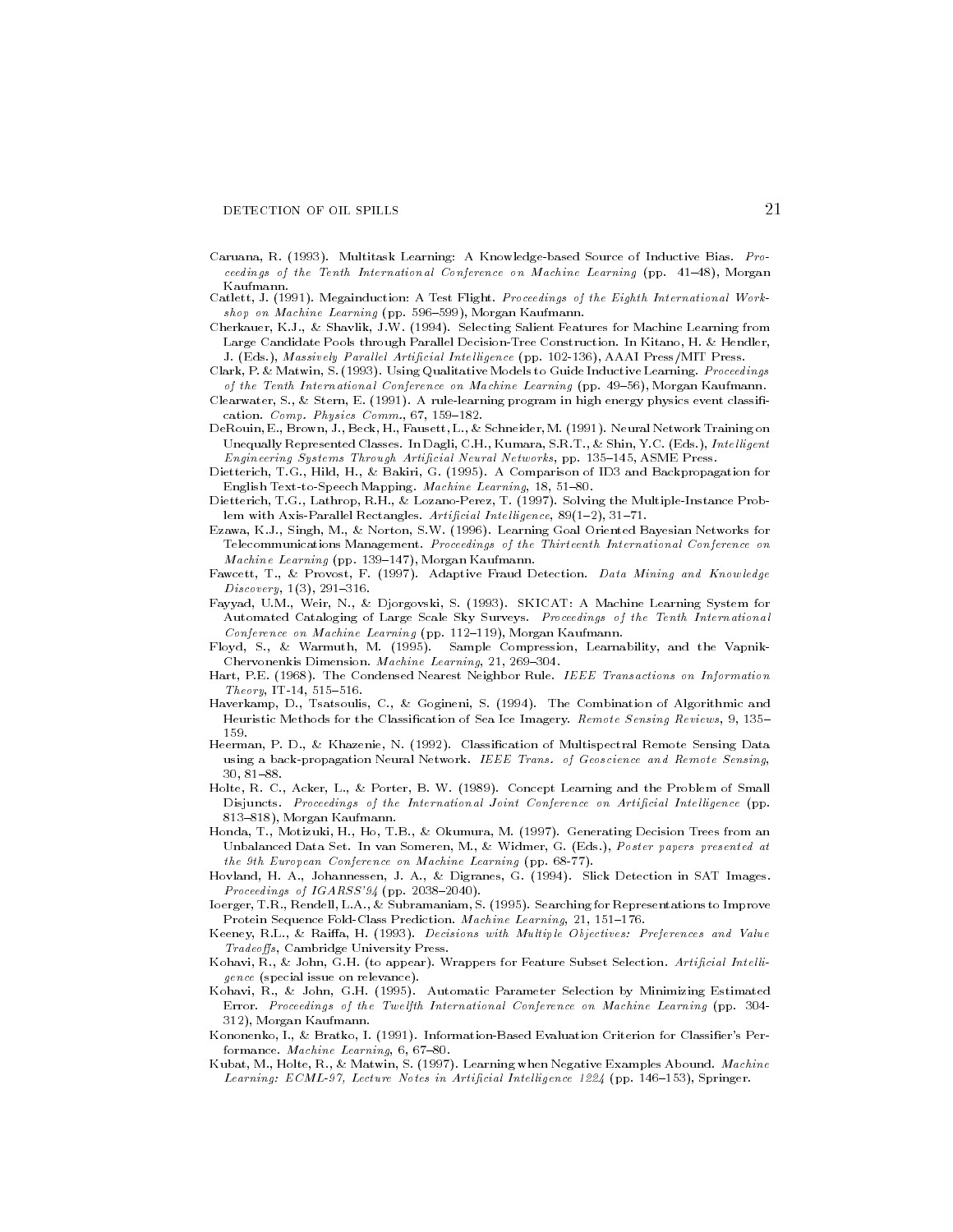Caruana, R. (1993). Multitask Learning: A Knowledge-based Source of Inductive Bias. *Proceedings of the Tenth International Conference on Machine Learning* (pp. 41–48), Morgan Kaufmann.

Catlett, J. (1991). Megainduction: A Test Flight. *Proceedings of the Eighth International Workshop on Machine Learning* (pp. 596–599), Morgan Kaufmann.

Cherkauer, K.J., & Shavlik, J.W. (1994). Selecting Salient Features for Machine Learning from Large Candidate Pools through Parallel Decision-Tree Construction. In Kitano, H. & Hendler, J. (Eds.), *Massively Parallel Artificial Intelligence* (pp. 102-136), AAAI Press/MIT Press.

Clark, P. & Matwin, S. (1993). Using Qualitative Models to Guide Inductive Learning. *Proceedings of the Tenth International Conference on Machine Learning* (pp. 49–56), Morgan Kaufmann.

Clearwater, S., & Stern, E. (1991). A rule-learning program in high energy physics event classification. *Comp. Physics Comm.*, 67, 159–182.

DeRouin, E., Brown, J., Beck, H., Fausett, L., & Schneider, M. (1991). Neural Network Training on Unequally Represented Classes. In Dagli, C.H., Kumara, S.R.T., & Shin, Y.C. (Eds.), *Intelligent Engineering Systems Through Artificial Neural Networks*, pp. 135–145, ASME Press.

Dietterich, T.G., Hild, H., & Bakiri, G. (1995). A Comparison of ID3 and Backpropagation for English Text-to-Speech Mapping. *Machine Learning*, 18, 51–80.

Dietterich, T.G., Lathrop, R.H., & Lozano-Perez, T. (1997). Solving the Multiple-Instance Problem with Axis-Parallel Rectangles. *Artificial Intelligence*, 89(1–2), 31–71.

Ezawa, K.J., Singh, M., & Norton, S.W. (1996). Learning Goal Oriented Bayesian Networks for Telecommunications Management. *Proceedings of the Thirteenth International Conference on Machine Learning* (pp. 139–147), Morgan Kaufmann.

Fawcett, T., & Provost, F. (1997). Adaptive Fraud Detection. *Data Mining and Knowledge Discovery*, 1(3), 291–316.

Fayyad, U.M., Weir, N., & Djorgovski, S. (1993). SKICAT: A Machine Learning System for Automated Cataloging of Large Scale Sky Surveys. *Proceedings of the Tenth International Conference on Machine Learning* (pp. 112–119), Morgan Kaufmann.

Floyd, S., & Warmuth, M. (1995). Sample Compression, Learnability, and the Vapnik-Chervonenkis Dimension. *Machine Learning*, 21, 269–304.

Hart, P.E. (1968). The Condensed Nearest Neighbor Rule. *IEEE Transactions on Information Theory*, IT-14, 515–516.

Haverkamp, D., Tsatsoulis, C., & Gogineni, S. (1994). The Combination of Algorithmic and Heuristic Methods for the Classification of Sea Ice Imagery. *Remote Sensing Reviews*, 9, 135–159.

Heerman, P. D., & Khazenie, N. (1992). Classification of Multispectral Remote Sensing Data using a back-propagation Neural Network. *IEEE Trans. of Geoscience and Remote Sensing*, 30, 81–88.

Holte, R. C., Acker, L., & Porter, B. W. (1989). Concept Learning and the Problem of Small Disjuncts. *Proceedings of the International Joint Conference on Artificial Intelligence* (pp. 813–818), Morgan Kaufmann.

Honda, T., Motizuki, H., Ho, T.B., & Okumura, M. (1997). Generating Decision Trees from an Unbalanced Data Set. In van Someren, M., & Widmer, G. (Eds.), *Poster papers presented at the 9th European Conference on Machine Learning* (pp. 68-77).

Hovland, H. A., Johannessen, J. A., & Digranes, G. (1994). Slick Detection in SAT Images. *Proceedings of IGARSS'94* (pp. 2038–2040).

Ioerger, T.R., Rendell, L.A., & Subramaniam, S. (1995). Searching for Representations to Improve Protein Sequence Fold-Class Prediction. *Machine Learning*, 21, 151–176.

Keeney, R.L., & Raiffa, H. (1993). *Decisions with Multiple Objectives: Preferences and Value Tradeoffs*, Cambridge University Press.

Kohavi, R., & John, G.H. (to appear). Wrappers for Feature Subset Selection. *Artificial Intelligence* (special issue on relevance).

Kohavi, R., & John, G.H. (1995). Automatic Parameter Selection by Minimizing Estimated Error. *Proceedings of the Twelfth International Conference on Machine Learning* (pp. 304-312), Morgan Kaufmann.

Kononenko, I., & Bratko, I. (1991). Information-Based Evaluation Criterion for Classifier's Performance. *Machine Learning*, 6, 67–80.

Kubat, M., Holte, R., & Matwin, S. (1997). Learning when Negative Examples Abound. *Machine Learning: ECML-97, Lecture Notes in Artificial Intelligence 1224* (pp. 146–153), Springer.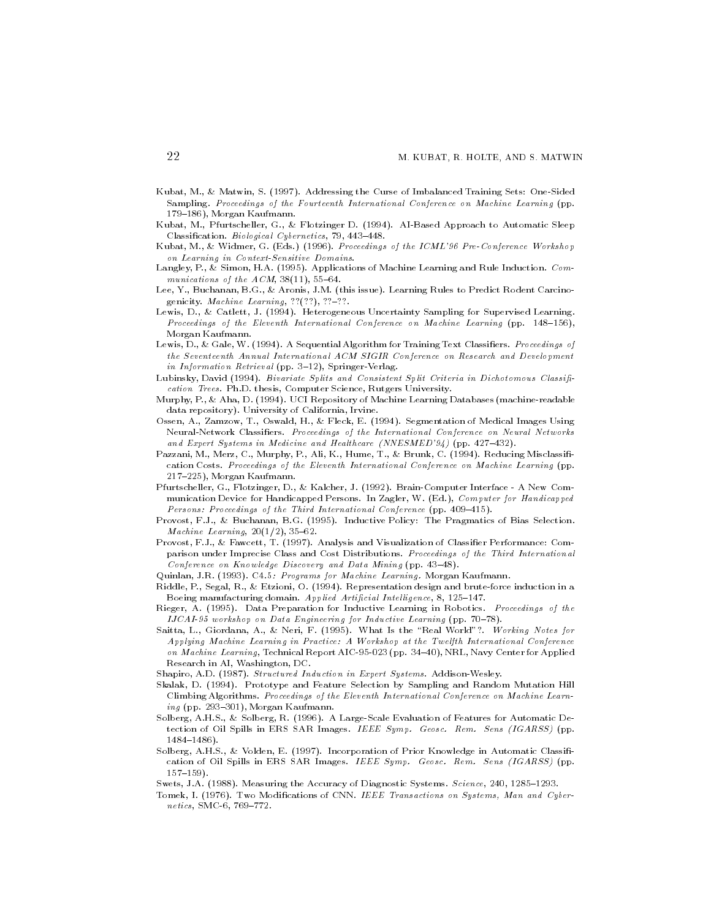Kubat, M., & Matwin, S. (1997). Addressing the Curse of Imbalanced Training Sets: One-Sided Sampling. *Proceedings of the Fourteenth International Conference on Machine Learning* (pp. 179–186), Morgan Kaufmann.

Kubat, M., Pfurtscheller, G., & Flotzinger D. (1994). AI-Based Approach to Automatic Sleep Classification. *Biological Cybernetics*, 79, 443–448.

Kubat, M., & Widmer, G. (Eds.) (1996). *Proceedings of the ICML'96 Pre-Conference Workshop on Learning in Context-Sensitive Domains*.

Langley, P., & Simon, H.A. (1995). Applications of Machine Learning and Rule Induction. *Communications of the ACM*, 38(11), 55–64.

Lee, Y., Buchanan, B.G., & Aronis, J.M. (this issue). Learning Rules to Predict Rodent Carcinogenicity. *Machine Learning*, ??(??), ??–??.

Lewis, D., & Catlett, J. (1994). Heterogeneous Uncertainty Sampling for Supervised Learning. *Proceedings of the Eleventh International Conference on Machine Learning* (pp. 148–156), Morgan Kaufmann.

Lewis, D., & Gale, W. (1994). A Sequential Algorithm for Training Text Classifiers. *Proceedings of the Seventeenth Annual International ACM SIGIR Conference on Research and Development in Information Retrieval* (pp. 3–12), Springer-Verlag.

Lubinsky, David (1994). *Bivariate Splits and Consistent Split Criteria in Dichotomous Classification Trees*. Ph.D. thesis, Computer Science, Rutgers University.

Murphy, P., & Aha, D. (1994). UCI Repository of Machine Learning Databases (machine-readable data repository). University of California, Irvine.

Ossen, A., Zamzow, T., Oswald, H., & Fleck, E. (1994). Segmentation of Medical Images Using Neural-Network Classifiers. *Proceedings of the International Conference on Neural Networks and Expert Systems in Medicine and Healthcare (NNESMED'94)* (pp. 427–432).

Pazzani, M., Merz, C., Murphy, P., Ali, K., Hume, T., & Brunk, C. (1994). Reducing Misclassification Costs. *Proceedings of the Eleventh International Conference on Machine Learning* (pp. 217–225), Morgan Kaufmann.

Pfurtscheller, G., Flotzinger, D., & Kalcher, J. (1992). Brain-Computer Interface - A New Communication Device for Handicapped Persons. In Zagler, W. (Ed.), *Computer for Handicapped Persons: Proceedings of the Third International Conference* (pp. 409–415).

Provost, F.J., & Buchanan, B.G. (1995). Inductive Policy: The Pragmatics of Bias Selection. *Machine Learning*, 20(1/2), 35–62.

Provost, F.J., & Fawcett, T. (1997). Analysis and Visualization of Classifier Performance: Comparison under Imprecise Class and Cost Distributions. *Proceedings of the Third International Conference on Knowledge Discovery and Data Mining* (pp. 43–48).

Quinlan, J.R. (1993). *C4.5: Programs for Machine Learning*. Morgan Kaufmann.

Riddle, P., Segal, R., & Etzioni, O. (1994). Representation design and brute-force induction in a Boeing manufacturing domain. *Applied Artificial Intelligence*, 8, 125–147.

Rieger, A. (1995). Data Preparation for Inductive Learning in Robotics. *Proceedings of the IJCAI-95 workshop on Data Engineering for Inductive Learning* (pp. 70–78).

Saitta, L., Giordana, A., & Neri, F. (1995). What Is the "Real World"?. *Working Notes for Applying Machine Learning in Practice: A Workshop at the Twelfth International Conference on Machine Learning*, Technical Report AIC-95-023 (pp. 34–40), NRL, Navy Center for Applied Research in AI, Washington, DC.

Shapiro, A.D. (1987). *Structured Induction in Expert Systems*. Addison-Wesley.

Skalak, D. (1994). Prototype and Feature Selection by Sampling and Random Mutation Hill Climbing Algorithms. *Proceedings of the Eleventh International Conference on Machine Learning* (pp. 293–301), Morgan Kaufmann.

Solberg, A.H.S., & Solberg, R. (1996). A Large-Scale Evaluation of Features for Automatic Detection of Oil Spills in ERS SAR Images. *IEEE Symp. Geosc. Rem. Sens (IGARSS)* (pp. 1484–1486).

Solberg, A.H.S., & Volden, E. (1997). Incorporation of Prior Knowledge in Automatic Classification of Oil Spills in ERS SAR Images. *IEEE Symp. Geosc. Rem. Sens (IGARSS)* (pp. 157–159).

Swets, J.A. (1988). Measuring the Accuracy of Diagnostic Systems. *Science*, 240, 1285–1293.

Tomek, I. (1976). Two Modifications of CNN. *IEEE Transactions on Systems, Man and Cybernetics*, SMC-6, 769–772.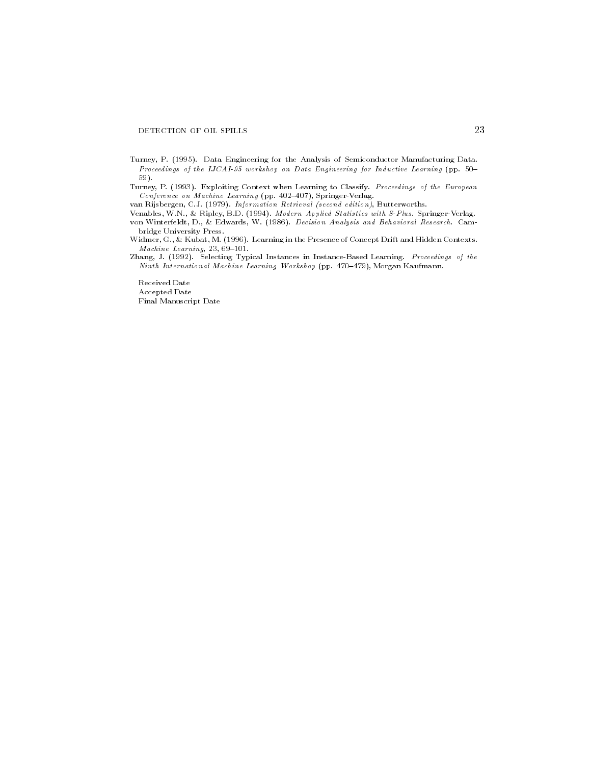Turney, P. (1995). Data Engineering for the Analysis of Semiconductor Manufacturing Data. *Proceedings of the IJCAI-95 workshop on Data Engineering for Inductive Learning* (pp. 50–59).

Turney, P. (1993). Exploiting Context when Learning to Classify. *Proceedings of the European Conference on Machine Learning* (pp. 402–407), Springer-Verlag.

van Rijsbergen, C.J. (1979). *Information Retrieval (second edition)*, Butterworths.

Venables, W.N., & Ripley, B.D. (1994). *Modern Applied Statistics with S-Plus*. Springer-Verlag.

von Winterfeldt, D., & Edwards, W. (1986). *Decision Analysis and Behavioral Research*. Cambridge University Press.

Widmer, G., & Kubat, M. (1996). Learning in the Presence of Concept Drift and Hidden Contexts. *Machine Learning*, 23, 69–101.

Zhang, J. (1992). Selecting Typical Instances in Instance-Based Learning. *Proceedings of the Ninth International Machine Learning Workshop* (pp. 470–479), Morgan Kaufmann.

Received Date
Accepted Date
Final Manuscript Date